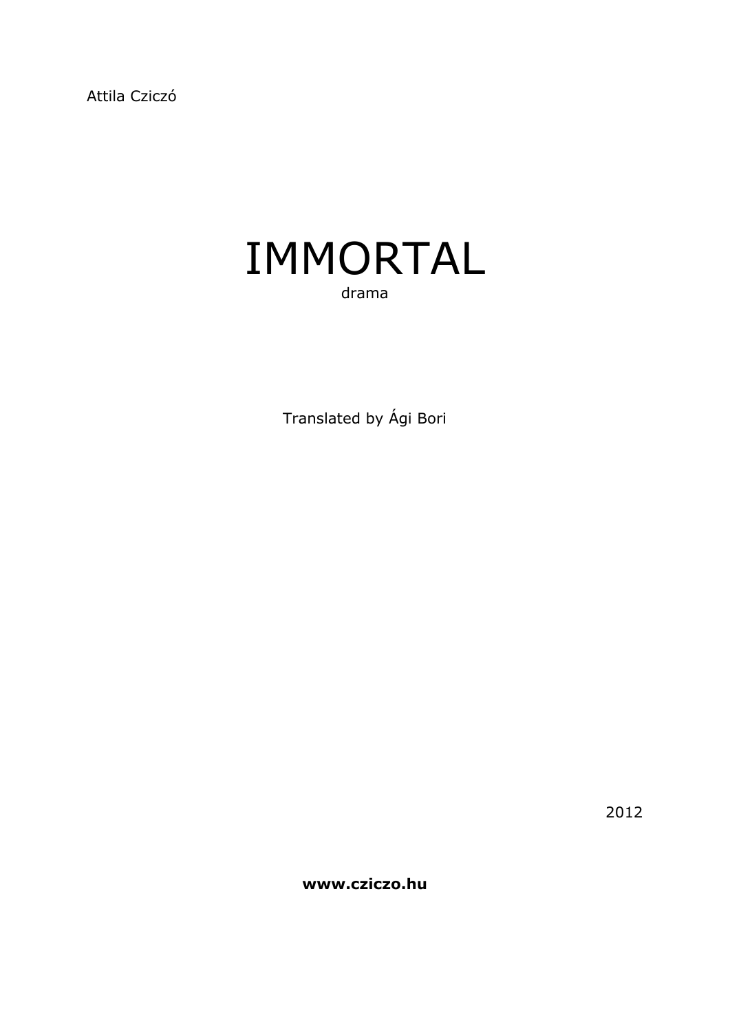Attila Cziczó

# IMMORTAL

drama

Translated by Ági Bori

2012

**www.cziczo.hu**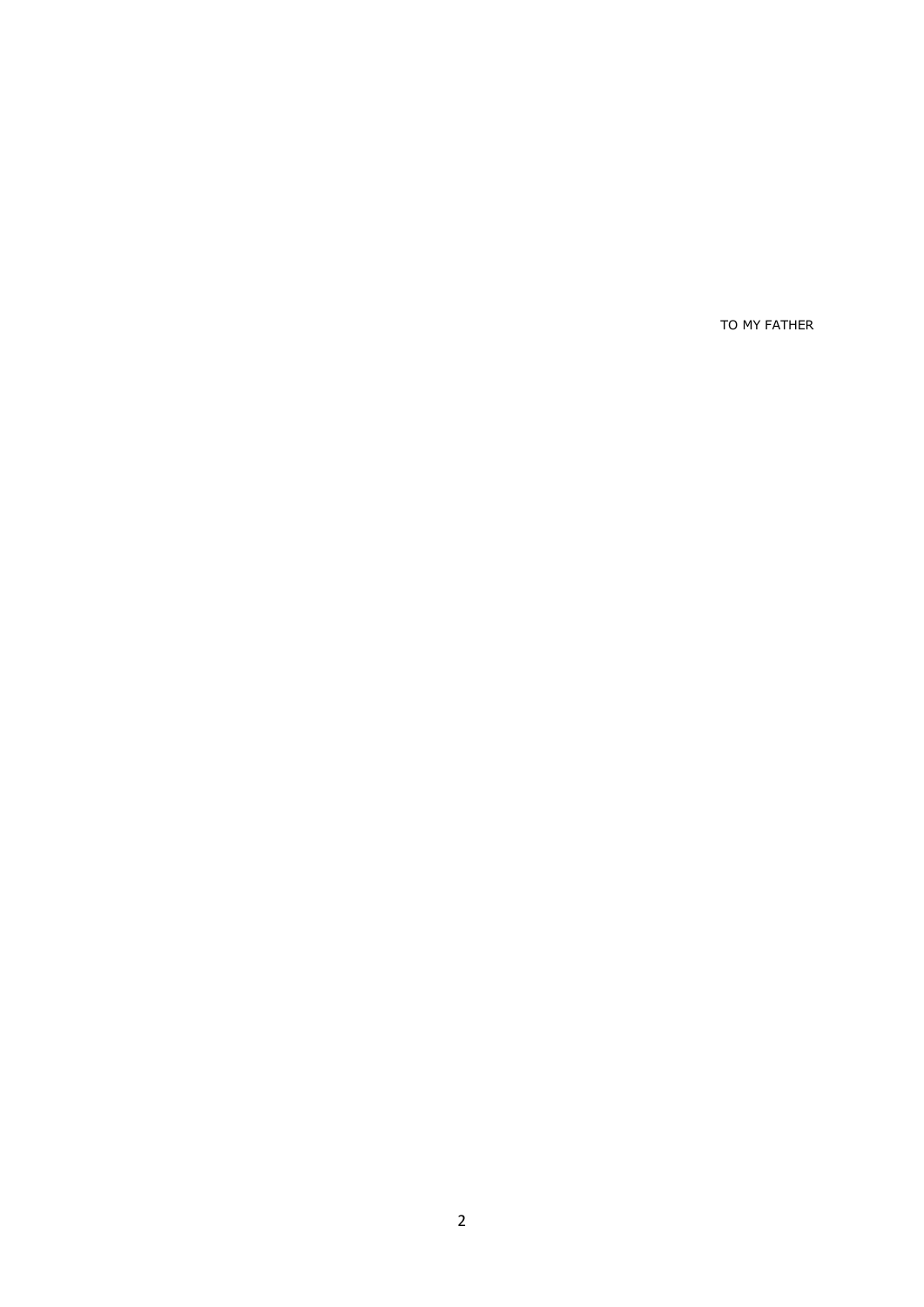TO MY FATHER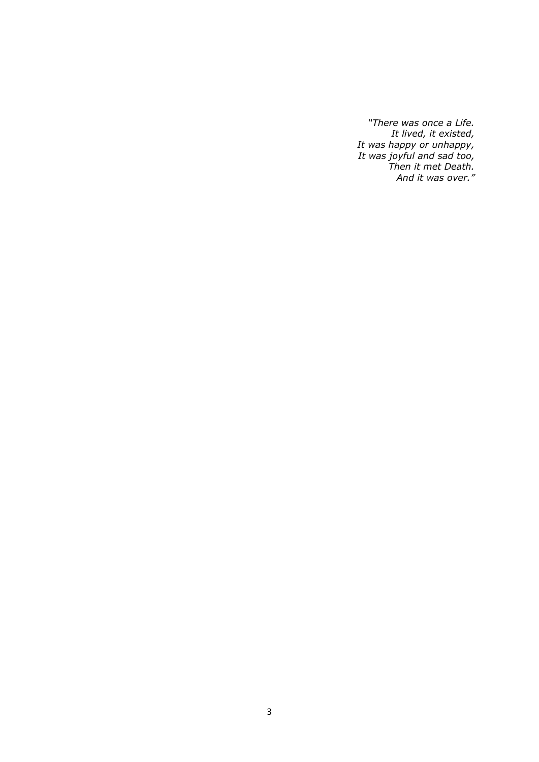*"There was once a Life.*
*It lived, it existed,*
*It was happy or unhappy,*
*It was joyful and sad too,*
*Then it met Death.*
*And it was over."*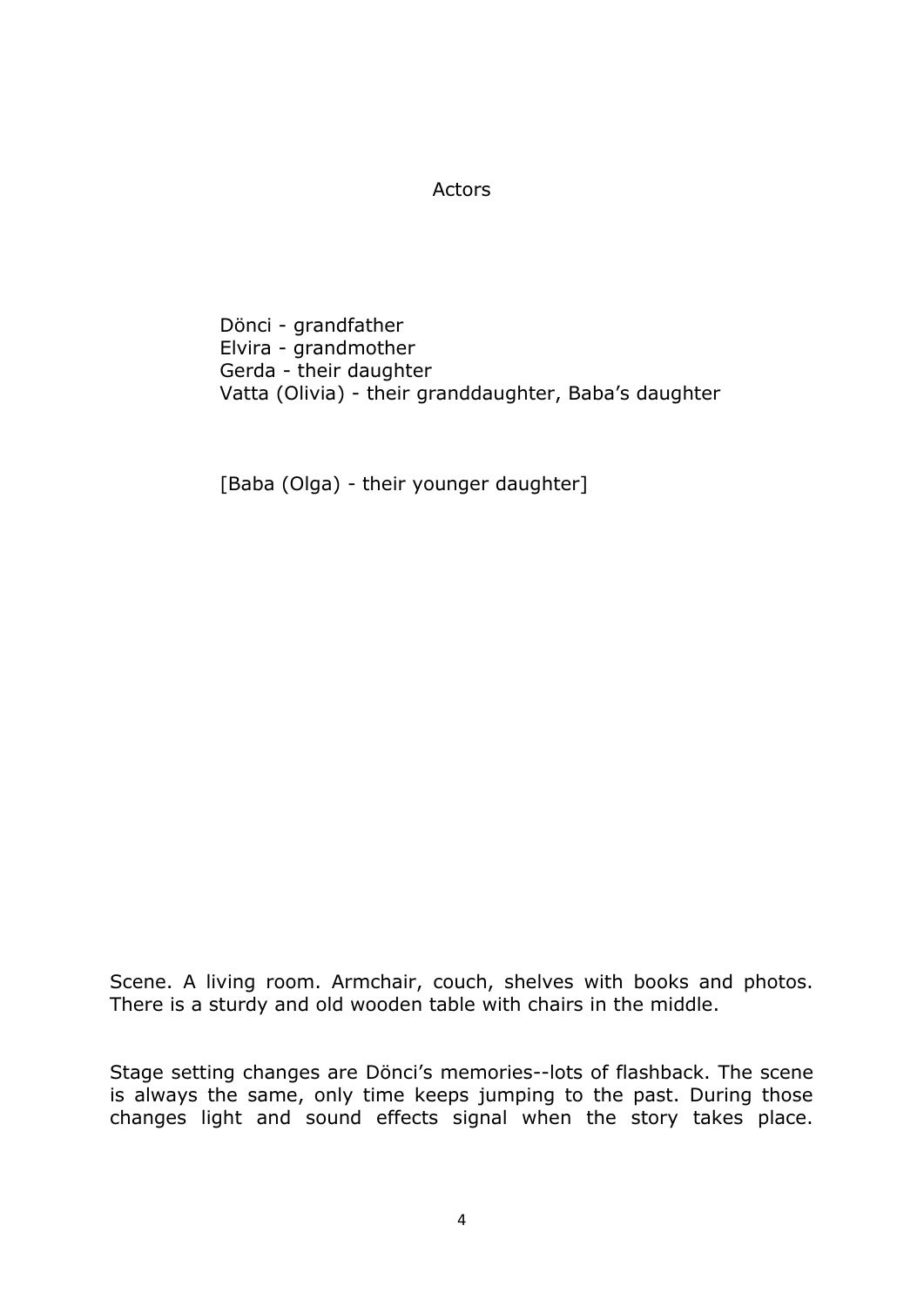# Actors

Dönci - grandfather
Elvira - grandmother
Gerda - their daughter
Vatta (Olivia) - their granddaughter, Baba's daughter

[Baba (Olga) - their younger daughter]

Scene. A living room. Armchair, couch, shelves with books and photos. There is a sturdy and old wooden table with chairs in the middle.

Stage setting changes are Dönci's memories--lots of flashback. The scene is always the same, only time keeps jumping to the past. During those changes light and sound effects signal when the story takes place.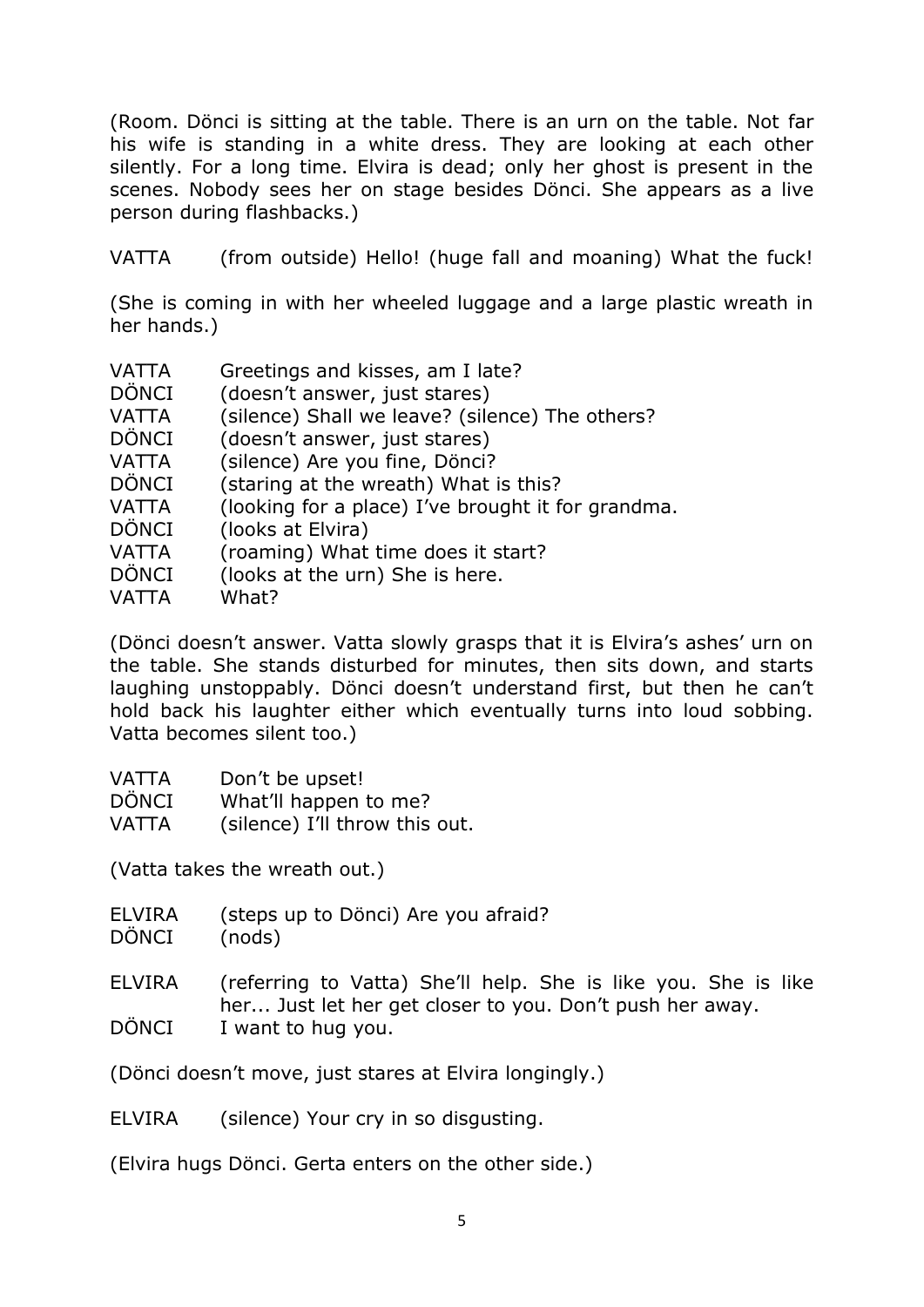(Room. Dönci is sitting at the table. There is an urn on the table. Not far his wife is standing in a white dress. They are looking at each other silently. For a long time. Elvira is dead; only her ghost is present in the scenes. Nobody sees her on stage besides Dönci. She appears as a live person during flashbacks.)

VATTA (from outside) Hello! (huge fall and moaning) What the fuck!

(She is coming in with her wheeled luggage and a large plastic wreath in her hands.)

VATTA Greetings and kisses, am I late?
DÖNCI (doesn't answer, just stares)
VATTA (silence) Shall we leave? (silence) The others?
DÖNCI (doesn't answer, just stares)
VATTA (silence) Are you fine, Dönci?
DÖNCI (staring at the wreath) What is this?
VATTA (looking for a place) I've brought it for grandma.
DÖNCI (looks at Elvira)
VATTA (roaming) What time does it start?
DÖNCI (looks at the urn) She is here.
VATTA What?

(Dönci doesn't answer. Vatta slowly grasps that it is Elvira's ashes' urn on the table. She stands disturbed for minutes, then sits down, and starts laughing unstoppably. Dönci doesn't understand first, but then he can't hold back his laughter either which eventually turns into loud sobbing. Vatta becomes silent too.)

VATTA Don't be upset!
DÖNCI What'll happen to me?
VATTA (silence) I'll throw this out.

(Vatta takes the wreath out.)

ELVIRA (steps up to Dönci) Are you afraid?
DÖNCI (nods)

ELVIRA (referring to Vatta) She'll help. She is like you. She is like her... Just let her get closer to you. Don't push her away.
DÖNCI I want to hug you.

(Dönci doesn't move, just stares at Elvira longingly.)

ELVIRA (silence) Your cry in so disgusting.

(Elvira hugs Dönci. Gerta enters on the other side.)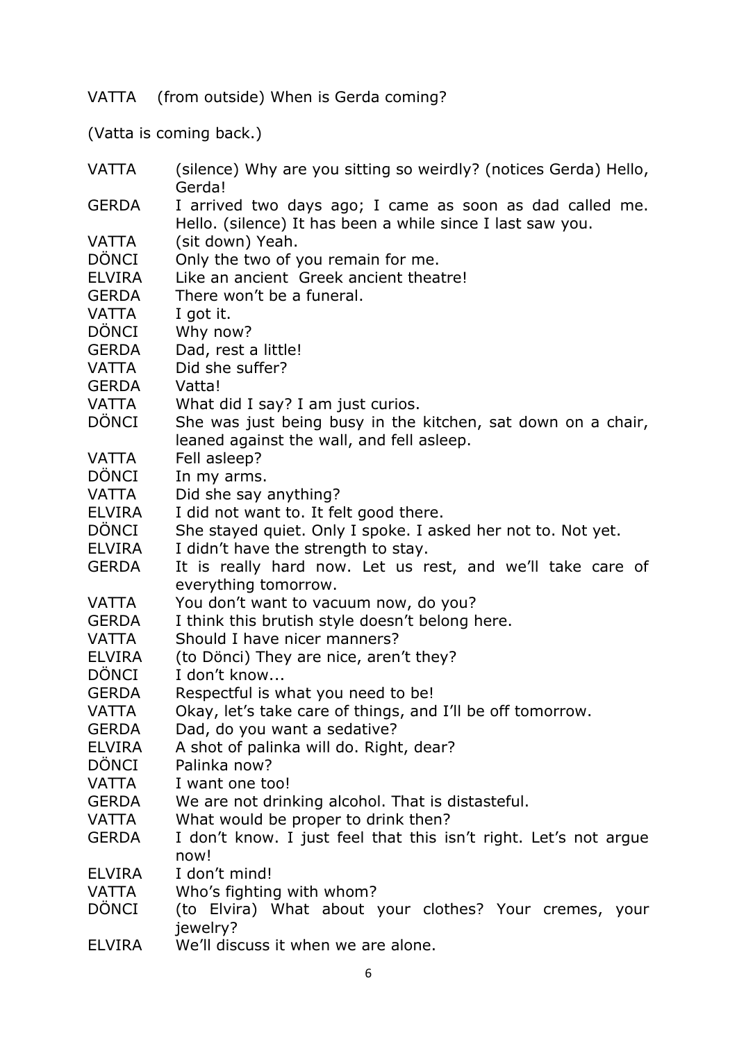VATTA (from outside) When is Gerda coming?

(Vatta is coming back.)

VATTA (silence) Why are you sitting so weirdly? (notices Gerda) Hello, Gerda!

GERDA I arrived two days ago; I came as soon as dad called me. Hello. (silence) It has been a while since I last saw you.

VATTA (sit down) Yeah.

DÖNCI Only the two of you remain for me.

ELVIRA Like an ancient Greek ancient theatre!

GERDA There won't be a funeral.

VATTA I got it.

DÖNCI Why now?

GERDA Dad, rest a little!

VATTA Did she suffer?

GERDA Vatta!

VATTA What did I say? I am just curios.

DÖNCI She was just being busy in the kitchen, sat down on a chair, leaned against the wall, and fell asleep.

VATTA Fell asleep?

DÖNCI In my arms.

VATTA Did she say anything?

ELVIRA I did not want to. It felt good there.

DÖNCI She stayed quiet. Only I spoke. I asked her not to. Not yet.

ELVIRA I didn't have the strength to stay.

GERDA It is really hard now. Let us rest, and we'll take care of everything tomorrow.

VATTA You don't want to vacuum now, do you?

GERDA I think this brutish style doesn't belong here.

VATTA Should I have nicer manners?

ELVIRA (to Dönci) They are nice, aren't they?

DÖNCI I don't know...

GERDA Respectful is what you need to be!

VATTA Okay, let's take care of things, and I'll be off tomorrow.

GERDA Dad, do you want a sedative?

ELVIRA A shot of palinka will do. Right, dear?

DÖNCI Palinka now?

VATTA I want one too!

GERDA We are not drinking alcohol. That is distasteful.

VATTA What would be proper to drink then?

GERDA I don't know. I just feel that this isn't right. Let's not argue now!

ELVIRA I don't mind!

VATTA Who's fighting with whom?

DÖNCI (to Elvira) What about your clothes? Your cremes, your jewelry?

ELVIRA We'll discuss it when we are alone.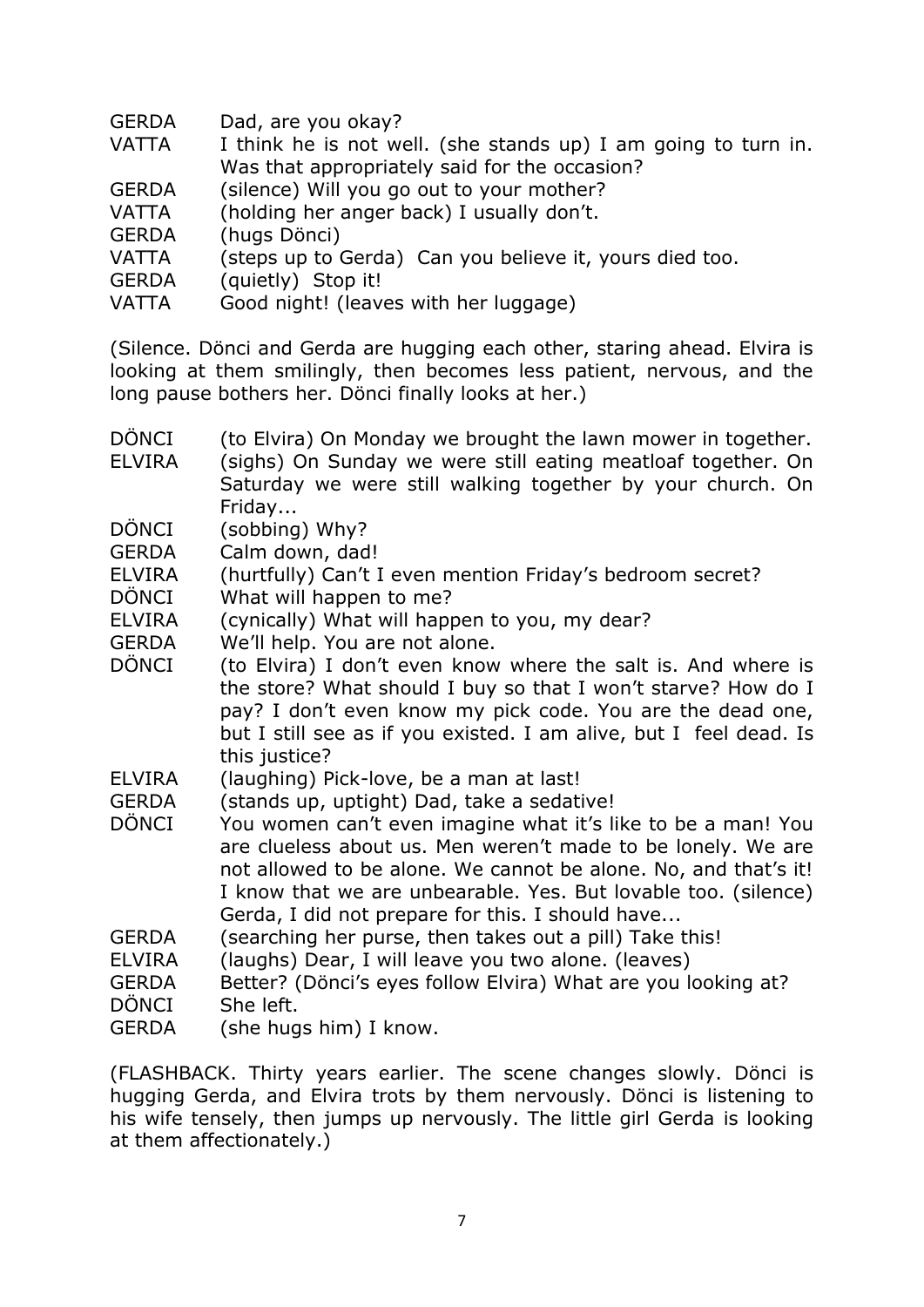GERDA Dad, are you okay?
VATTA I think he is not well. (she stands up) I am going to turn in. Was that appropriately said for the occasion?
GERDA (silence) Will you go out to your mother?
VATTA (holding her anger back) I usually don't.
GERDA (hugs Dönci)
VATTA (steps up to Gerda) Can you believe it, yours died too.
GERDA (quietly) Stop it!
VATTA Good night! (leaves with her luggage)

(Silence. Dönci and Gerda are hugging each other, staring ahead. Elvira is looking at them smilingly, then becomes less patient, nervous, and the long pause bothers her. Dönci finally looks at her.)

DÖNCI (to Elvira) On Monday we brought the lawn mower in together.
ELVIRA (sighs) On Sunday we were still eating meatloaf together. On Saturday we were still walking together by your church. On Friday...
DÖNCI (sobbing) Why?
GERDA Calm down, dad!
ELVIRA (hurtfully) Can't I even mention Friday's bedroom secret?
DÖNCI What will happen to me?
ELVIRA (cynically) What will happen to you, my dear?
GERDA We'll help. You are not alone.
DÖNCI (to Elvira) I don't even know where the salt is. And where is the store? What should I buy so that I won't starve? How do I pay? I don't even know my pick code. You are the dead one, but I still see as if you existed. I am alive, but I feel dead. Is this justice?
ELVIRA (laughing) Pick-love, be a man at last!
GERDA (stands up, uptight) Dad, take a sedative!
DÖNCI You women can't even imagine what it's like to be a man! You are clueless about us. Men weren't made to be lonely. We are not allowed to be alone. We cannot be alone. No, and that's it! I know that we are unbearable. Yes. But lovable too. (silence) Gerda, I did not prepare for this. I should have...
GERDA (searching her purse, then takes out a pill) Take this!
ELVIRA (laughs) Dear, I will leave you two alone. (leaves)
GERDA Better? (Dönci's eyes follow Elvira) What are you looking at?
DÖNCI She left.
GERDA (she hugs him) I know.

(FLASHBACK. Thirty years earlier. The scene changes slowly. Dönci is hugging Gerda, and Elvira trots by them nervously. Dönci is listening to his wife tensely, then jumps up nervously. The little girl Gerda is looking at them affectionately.)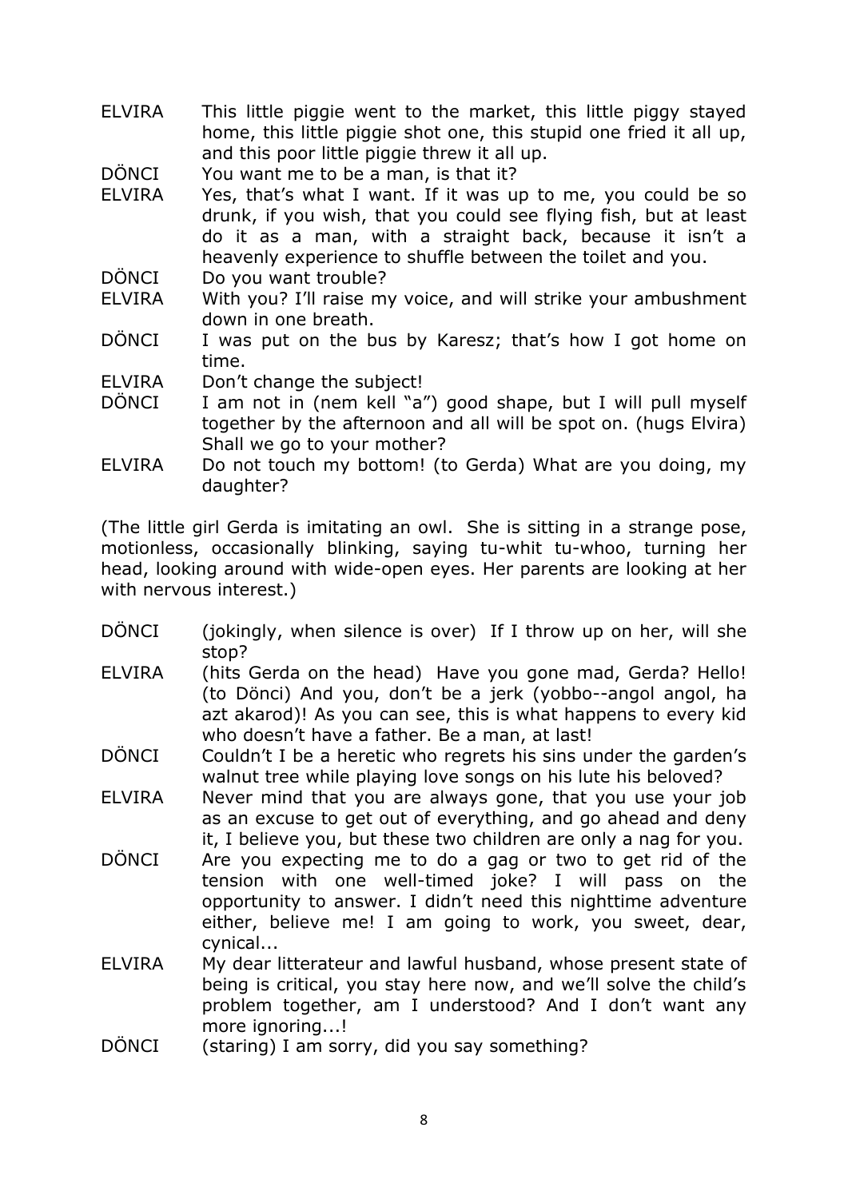ELVIRA	This little piggie went to the market, this little piggy stayed home, this little piggie shot one, this stupid one fried it all up, and this poor little piggie threw it all up.

DÖNCI	You want me to be a man, is that it?

ELVIRA	Yes, that's what I want. If it was up to me, you could be so drunk, if you wish, that you could see flying fish, but at least do it as a man, with a straight back, because it isn't a heavenly experience to shuffle between the toilet and you.

DÖNCI	Do you want trouble?

ELVIRA	With you? I'll raise my voice, and will strike your ambushment down in one breath.

DÖNCI	I was put on the bus by Karesz; that's how I got home on time.

ELVIRA	Don't change the subject!

DÖNCI	I am not in (nem kell "a") good shape, but I will pull myself together by the afternoon and all will be spot on. (hugs Elvira) Shall we go to your mother?

ELVIRA	Do not touch my bottom! (to Gerda) What are you doing, my daughter?

(The little girl Gerda is imitating an owl. She is sitting in a strange pose, motionless, occasionally blinking, saying tu-whit tu-whoo, turning her head, looking around with wide-open eyes. Her parents are looking at her with nervous interest.)

DÖNCI	(jokingly, when silence is over) If I throw up on her, will she stop?

ELVIRA	(hits Gerda on the head) Have you gone mad, Gerda? Hello! (to Dönci) And you, don't be a jerk (yobbo--angol angol, ha azt akarod)! As you can see, this is what happens to every kid who doesn't have a father. Be a man, at last!

DÖNCI	Couldn't I be a heretic who regrets his sins under the garden's walnut tree while playing love songs on his lute his beloved?

ELVIRA	Never mind that you are always gone, that you use your job as an excuse to get out of everything, and go ahead and deny it, I believe you, but these two children are only a nag for you.

DÖNCI	Are you expecting me to do a gag or two to get rid of the tension with one well-timed joke? I will pass on the opportunity to answer. I didn't need this nighttime adventure either, believe me! I am going to work, you sweet, dear, cynical...

ELVIRA	My dear litterateur and lawful husband, whose present state of being is critical, you stay here now, and we'll solve the child's problem together, am I understood? And I don't want any more ignoring...!

DÖNCI	(staring) I am sorry, did you say something?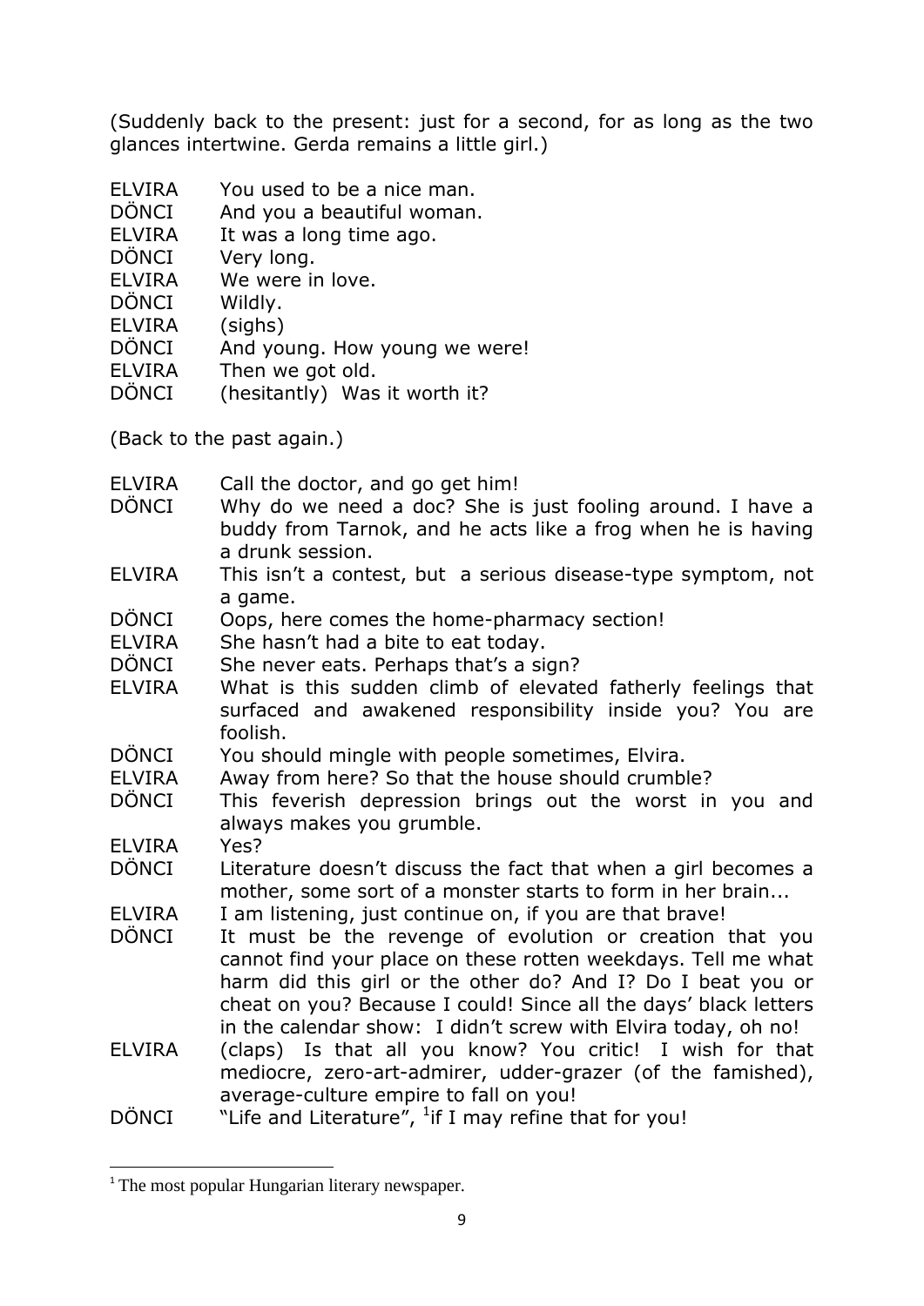(Suddenly back to the present: just for a second, for as long as the two glances intertwine. Gerda remains a little girl.)

ELVIRA You used to be a nice man.
DÖNCI And you a beautiful woman.
ELVIRA It was a long time ago.
DÖNCI Very long.
ELVIRA We were in love.
DÖNCI Wildly.
ELVIRA (sighs)
DÖNCI And young. How young we were!
ELVIRA Then we got old.
DÖNCI (hesitantly) Was it worth it?

(Back to the past again.)

ELVIRA Call the doctor, and go get him!
DÖNCI Why do we need a doc? She is just fooling around. I have a buddy from Tarnok, and he acts like a frog when he is having a drunk session.
ELVIRA This isn't a contest, but a serious disease-type symptom, not a game.
DÖNCI Oops, here comes the home-pharmacy section!
ELVIRA She hasn't had a bite to eat today.
DÖNCI She never eats. Perhaps that's a sign?
ELVIRA What is this sudden climb of elevated fatherly feelings that surfaced and awakened responsibility inside you? You are foolish.
DÖNCI You should mingle with people sometimes, Elvira.
ELVIRA Away from here? So that the house should crumble?
DÖNCI This feverish depression brings out the worst in you and always makes you grumble.
ELVIRA Yes?
DÖNCI Literature doesn't discuss the fact that when a girl becomes a mother, some sort of a monster starts to form in her brain...
ELVIRA I am listening, just continue on, if you are that brave!
DÖNCI It must be the revenge of evolution or creation that you cannot find your place on these rotten weekdays. Tell me what harm did this girl or the other do? And I? Do I beat you or cheat on you? Because I could! Since all the days' black letters in the calendar show: I didn't screw with Elvira today, oh no!
ELVIRA (claps) Is that all you know? You critic! I wish for that mediocre, zero-art-admirer, udder-grazer (of the famished), average-culture empire to fall on you!
DÖNCI "Life and Literature", [1]if I may refine that for you!

---

[1] The most popular Hungarian literary newspaper.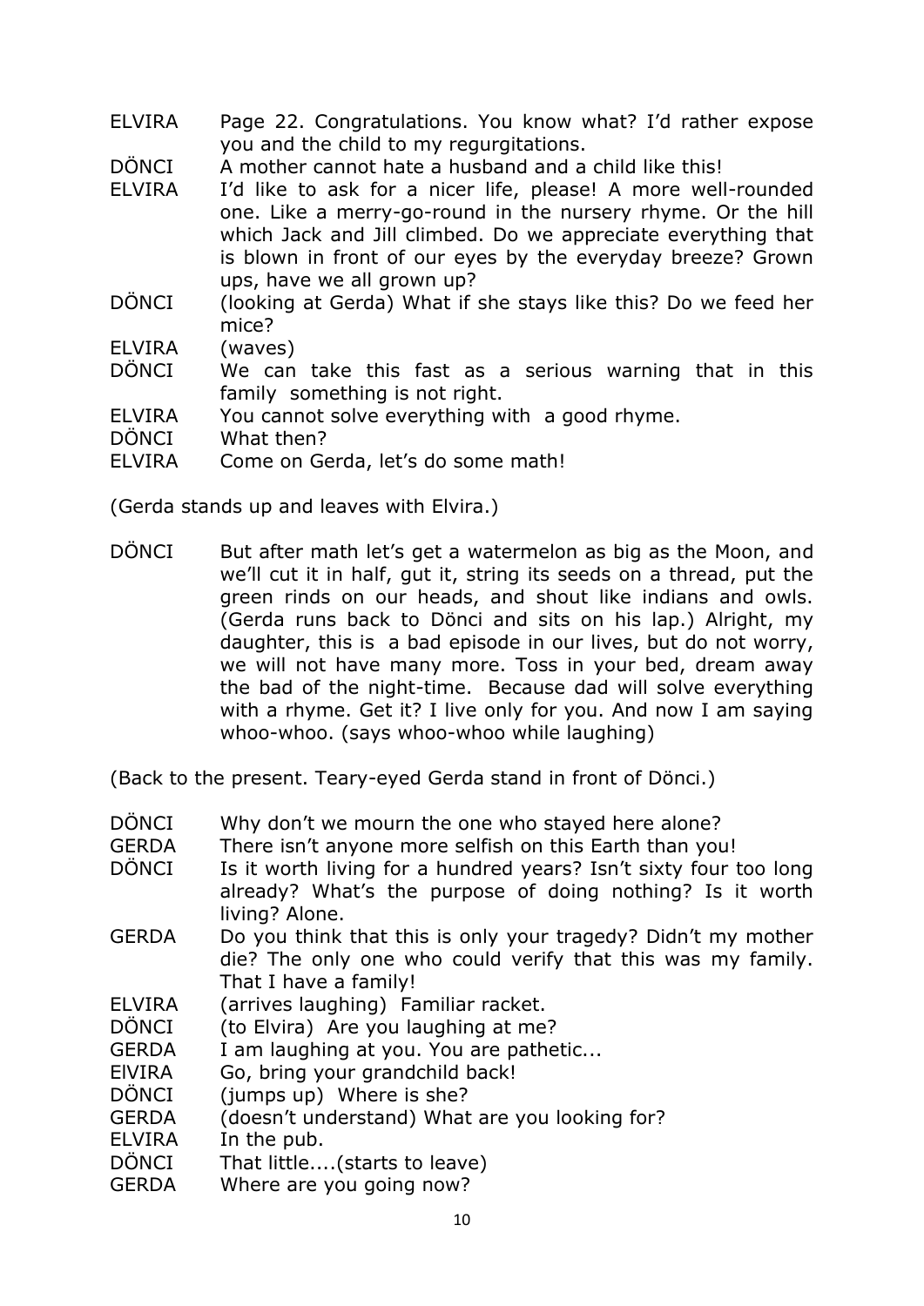ELVIRA Page 22. Congratulations. You know what? I'd rather expose you and the child to my regurgitations.

DÖNCI A mother cannot hate a husband and a child like this!

ELVIRA I'd like to ask for a nicer life, please! A more well-rounded one. Like a merry-go-round in the nursery rhyme. Or the hill which Jack and Jill climbed. Do we appreciate everything that is blown in front of our eyes by the everyday breeze? Grown ups, have we all grown up?

DÖNCI (looking at Gerda) What if she stays like this? Do we feed her mice?

ELVIRA (waves)

DÖNCI We can take this fast as a serious warning that in this family something is not right.

ELVIRA You cannot solve everything with a good rhyme.

DÖNCI What then?

ELVIRA Come on Gerda, let's do some math!

(Gerda stands up and leaves with Elvira.)

DÖNCI But after math let's get a watermelon as big as the Moon, and we'll cut it in half, gut it, string its seeds on a thread, put the green rinds on our heads, and shout like indians and owls. (Gerda runs back to Dönci and sits on his lap.) Alright, my daughter, this is a bad episode in our lives, but do not worry, we will not have many more. Toss in your bed, dream away the bad of the night-time. Because dad will solve everything with a rhyme. Get it? I live only for you. And now I am saying whoo-whoo. (says whoo-whoo while laughing)

(Back to the present. Teary-eyed Gerda stand in front of Dönci.)

DÖNCI Why don't we mourn the one who stayed here alone?

GERDA There isn't anyone more selfish on this Earth than you!

DÖNCI Is it worth living for a hundred years? Isn't sixty four too long already? What's the purpose of doing nothing? Is it worth living? Alone.

GERDA Do you think that this is only your tragedy? Didn't my mother die? The only one who could verify that this was my family. That I have a family!

ELVIRA (arrives laughing) Familiar racket.

DÖNCI (to Elvira) Are you laughing at me?

GERDA I am laughing at you. You are pathetic...

ElVIRA Go, bring your grandchild back!

DÖNCI (jumps up) Where is she?

GERDA (doesn't understand) What are you looking for?

ELVIRA In the pub.

DÖNCI That little....(starts to leave)

GERDA Where are you going now?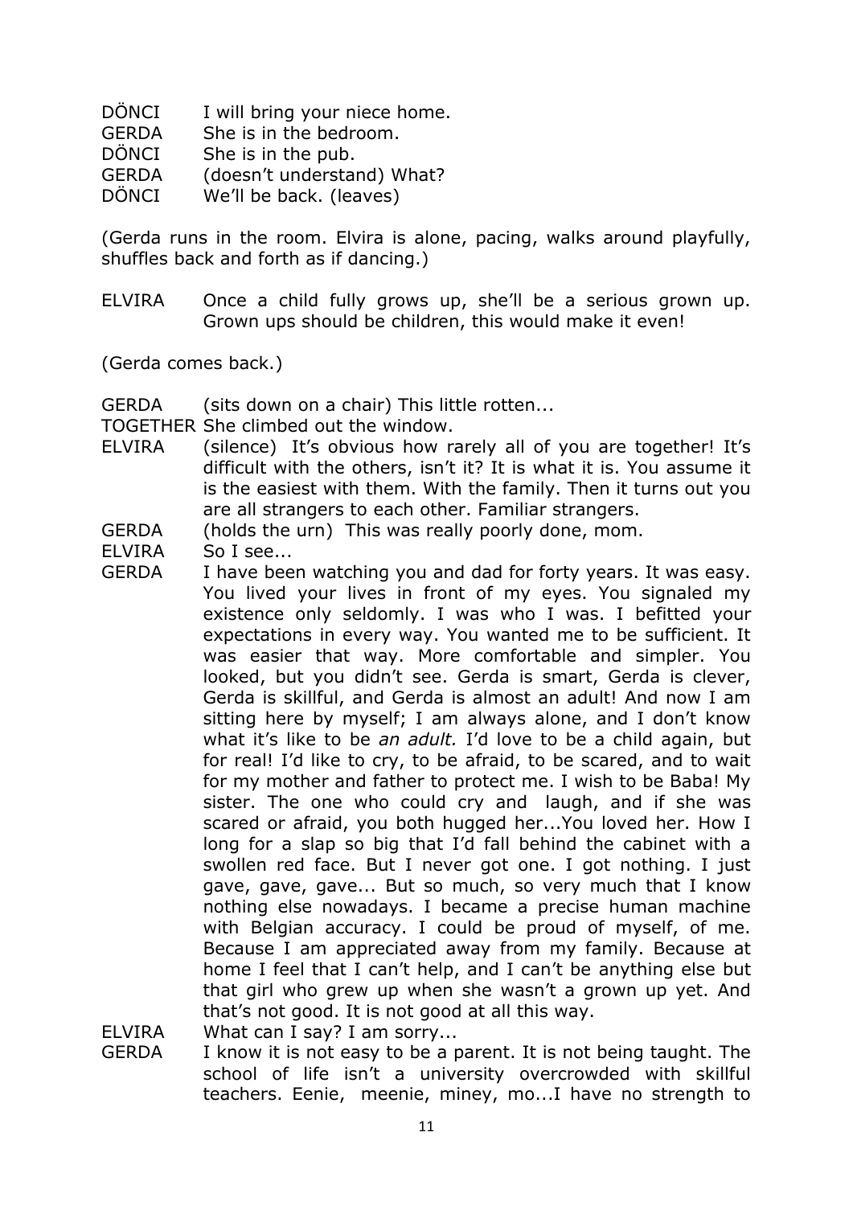DÖNCI I will bring your niece home.
GERDA She is in the bedroom.
DÖNCI She is in the pub.
GERDA (doesn't understand) What?
DÖNCI We'll be back. (leaves)

(Gerda runs in the room. Elvira is alone, pacing, walks around playfully, shuffles back and forth as if dancing.)

ELVIRA Once a child fully grows up, she'll be a serious grown up. Grown ups should be children, this would make it even!

(Gerda comes back.)

GERDA (sits down on a chair) This little rotten...
TOGETHER She climbed out the window.
ELVIRA (silence) It's obvious how rarely all of you are together! It's difficult with the others, isn't it? It is what it is. You assume it is the easiest with them. With the family. Then it turns out you are all strangers to each other. Familiar strangers.
GERDA (holds the urn) This was really poorly done, mom.
ELVIRA So I see...
GERDA I have been watching you and dad for forty years. It was easy. You lived your lives in front of my eyes. You signaled my existence only seldomly. I was who I was. I befitted your expectations in every way. You wanted me to be sufficient. It was easier that way. More comfortable and simpler. You looked, but you didn't see. Gerda is smart, Gerda is clever, Gerda is skillful, and Gerda is almost an adult! And now I am sitting here by myself; I am always alone, and I don't know what it's like to be *an adult.* I'd love to be a child again, but for real! I'd like to cry, to be afraid, to be scared, and to wait for my mother and father to protect me. I wish to be Baba! My sister. The one who could cry and laugh, and if she was scared or afraid, you both hugged her...You loved her. How I long for a slap so big that I'd fall behind the cabinet with a swollen red face. But I never got one. I got nothing. I just gave, gave, gave... But so much, so very much that I know nothing else nowadays. I became a precise human machine with Belgian accuracy. I could be proud of myself, of me. Because I am appreciated away from my family. Because at home I feel that I can't help, and I can't be anything else but that girl who grew up when she wasn't a grown up yet. And that's not good. It is not good at all this way.
ELVIRA What can I say? I am sorry...
GERDA I know it is not easy to be a parent. It is not being taught. The school of life isn't a university overcrowded with skillful teachers. Eenie, meenie, miney, mo...I have no strength to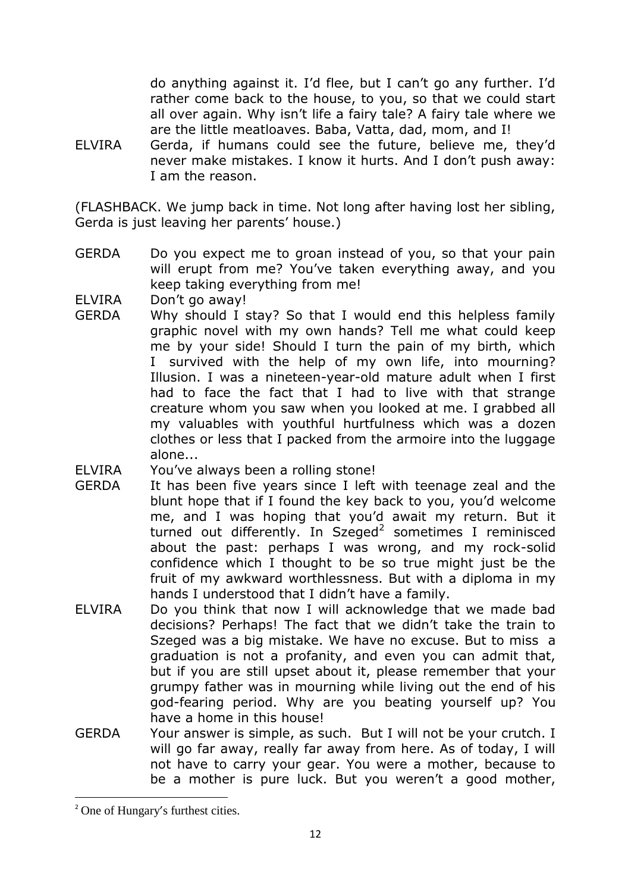do anything against it. I'd flee, but I can't go any further. I'd rather come back to the house, to you, so that we could start all over again. Why isn't life a fairy tale? A fairy tale where we are the little meatloaves. Baba, Vatta, dad, mom, and I!

ELVIRA Gerda, if humans could see the future, believe me, they'd never make mistakes. I know it hurts. And I don't push away: I am the reason.

(FLASHBACK. We jump back in time. Not long after having lost her sibling, Gerda is just leaving her parents' house.)

GERDA Do you expect me to groan instead of you, so that your pain will erupt from me? You've taken everything away, and you keep taking everything from me!

ELVIRA Don't go away!

GERDA Why should I stay? So that I would end this helpless family graphic novel with my own hands? Tell me what could keep me by your side! Should I turn the pain of my birth, which I survived with the help of my own life, into mourning? Illusion. I was a nineteen-year-old mature adult when I first had to face the fact that I had to live with that strange creature whom you saw when you looked at me. I grabbed all my valuables with youthful hurtfulness which was a dozen clothes or less that I packed from the armoire into the luggage alone...

ELVIRA You've always been a rolling stone!

GERDA It has been five years since I left with teenage zeal and the blunt hope that if I found the key back to you, you'd welcome me, and I was hoping that you'd await my return. But it turned out differently. In Szeged[2] sometimes I reminisced about the past: perhaps I was wrong, and my rock-solid confidence which I thought to be so true might just be the fruit of my awkward worthlessness. But with a diploma in my hands I understood that I didn't have a family.

ELVIRA Do you think that now I will acknowledge that we made bad decisions? Perhaps! The fact that we didn't take the train to Szeged was a big mistake. We have no excuse. But to miss a graduation is not a profanity, and even you can admit that, but if you are still upset about it, please remember that your grumpy father was in mourning while living out the end of his god-fearing period. Why are you beating yourself up? You have a home in this house!

GERDA Your answer is simple, as such. But I will not be your crutch. I will go far away, really far away from here. As of today, I will not have to carry your gear. You were a mother, because to be a mother is pure luck. But you weren't a good mother,

---

[2] One of Hungary's furthest cities.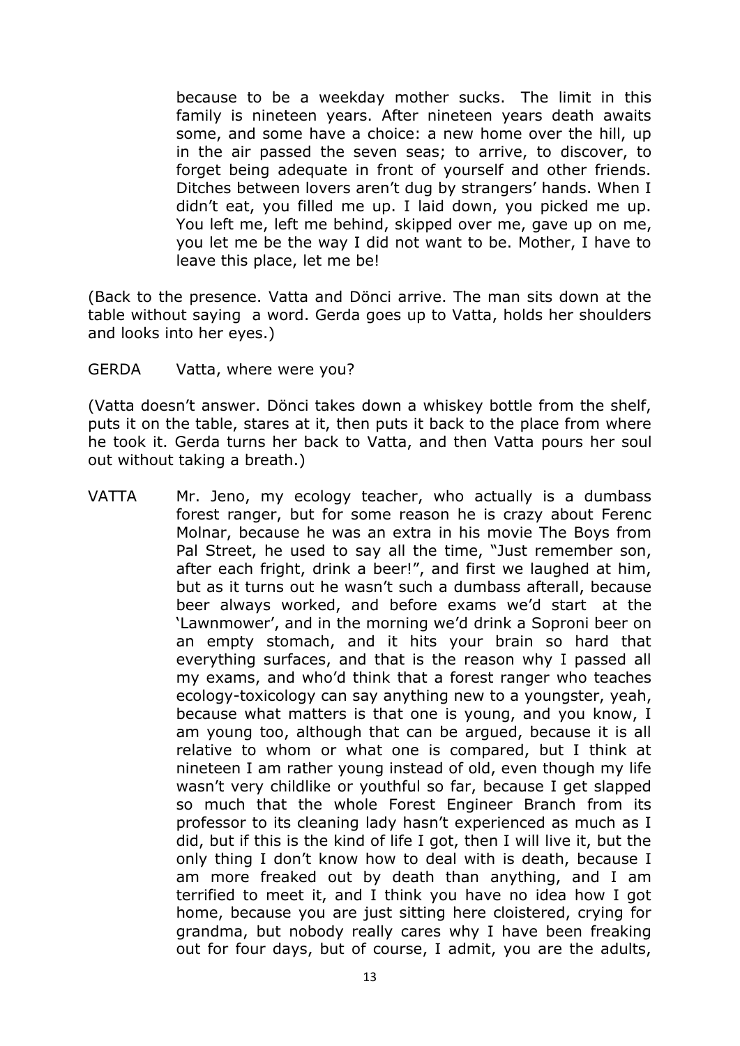because to be a weekday mother sucks. The limit in this family is nineteen years. After nineteen years death awaits some, and some have a choice: a new home over the hill, up in the air passed the seven seas; to arrive, to discover, to forget being adequate in front of yourself and other friends. Ditches between lovers aren't dug by strangers' hands. When I didn't eat, you filled me up. I laid down, you picked me up. You left me, left me behind, skipped over me, gave up on me, you let me be the way I did not want to be. Mother, I have to leave this place, let me be!

(Back to the presence. Vatta and Dönci arrive. The man sits down at the table without saying a word. Gerda goes up to Vatta, holds her shoulders and looks into her eyes.)

GERDA Vatta, where were you?

(Vatta doesn't answer. Dönci takes down a whiskey bottle from the shelf, puts it on the table, stares at it, then puts it back to the place from where he took it. Gerda turns her back to Vatta, and then Vatta pours her soul out without taking a breath.)

VATTA Mr. Jeno, my ecology teacher, who actually is a dumbass forest ranger, but for some reason he is crazy about Ferenc Molnar, because he was an extra in his movie The Boys from Pal Street, he used to say all the time, "Just remember son, after each fright, drink a beer!", and first we laughed at him, but as it turns out he wasn't such a dumbass afterall, because beer always worked, and before exams we'd start at the 'Lawnmower', and in the morning we'd drink a Soproni beer on an empty stomach, and it hits your brain so hard that everything surfaces, and that is the reason why I passed all my exams, and who'd think that a forest ranger who teaches ecology-toxicology can say anything new to a youngster, yeah, because what matters is that one is young, and you know, I am young too, although that can be argued, because it is all relative to whom or what one is compared, but I think at nineteen I am rather young instead of old, even though my life wasn't very childlike or youthful so far, because I get slapped so much that the whole Forest Engineer Branch from its professor to its cleaning lady hasn't experienced as much as I did, but if this is the kind of life I got, then I will live it, but the only thing I don't know how to deal with is death, because I am more freaked out by death than anything, and I am terrified to meet it, and I think you have no idea how I got home, because you are just sitting here cloistered, crying for grandma, but nobody really cares why I have been freaking out for four days, but of course, I admit, you are the adults,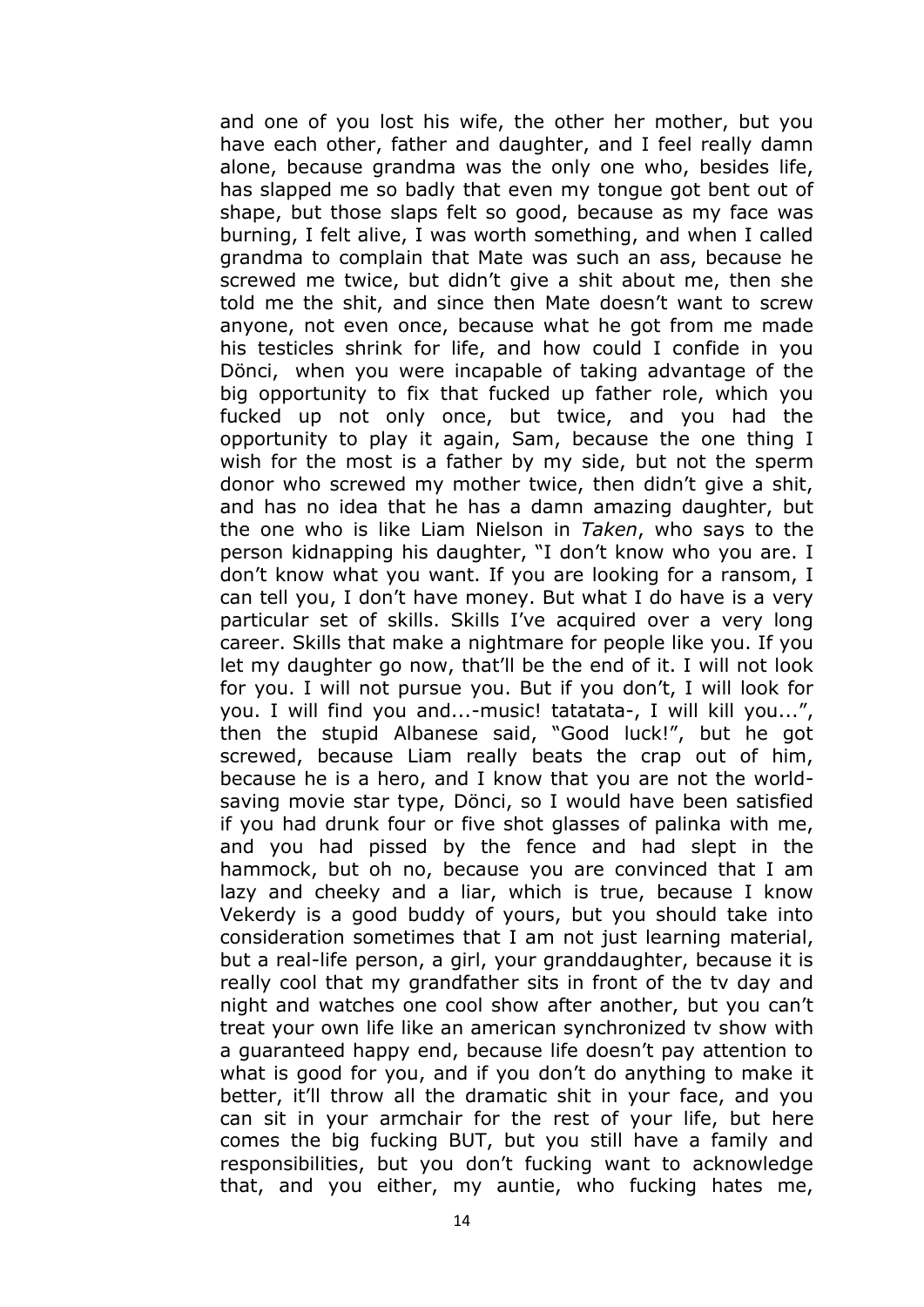and one of you lost his wife, the other her mother, but you have each other, father and daughter, and I feel really damn alone, because grandma was the only one who, besides life, has slapped me so badly that even my tongue got bent out of shape, but those slaps felt so good, because as my face was burning, I felt alive, I was worth something, and when I called grandma to complain that Mate was such an ass, because he screwed me twice, but didn't give a shit about me, then she told me the shit, and since then Mate doesn't want to screw anyone, not even once, because what he got from me made his testicles shrink for life, and how could I confide in you Dönci, when you were incapable of taking advantage of the big opportunity to fix that fucked up father role, which you fucked up not only once, but twice, and you had the opportunity to play it again, Sam, because the one thing I wish for the most is a father by my side, but not the sperm donor who screwed my mother twice, then didn't give a shit, and has no idea that he has a damn amazing daughter, but the one who is like Liam Nielson in *Taken*, who says to the person kidnapping his daughter, "I don't know who you are. I don't know what you want. If you are looking for a ransom, I can tell you, I don't have money. But what I do have is a very particular set of skills. Skills I've acquired over a very long career. Skills that make a nightmare for people like you. If you let my daughter go now, that'll be the end of it. I will not look for you. I will not pursue you. But if you don't, I will look for you. I will find you and...-music! tatatata-, I will kill you...", then the stupid Albanese said, "Good luck!", but he got screwed, because Liam really beats the crap out of him, because he is a hero, and I know that you are not the world-saving movie star type, Dönci, so I would have been satisfied if you had drunk four or five shot glasses of palinka with me, and you had pissed by the fence and had slept in the hammock, but oh no, because you are convinced that I am lazy and cheeky and a liar, which is true, because I know Vekerdy is a good buddy of yours, but you should take into consideration sometimes that I am not just learning material, but a real-life person, a girl, your granddaughter, because it is really cool that my grandfather sits in front of the tv day and night and watches one cool show after another, but you can't treat your own life like an american synchronized tv show with a guaranteed happy end, because life doesn't pay attention to what is good for you, and if you don't do anything to make it better, it'll throw all the dramatic shit in your face, and you can sit in your armchair for the rest of your life, but here comes the big fucking BUT, but you still have a family and responsibilities, but you don't fucking want to acknowledge that, and you either, my auntie, who fucking hates me,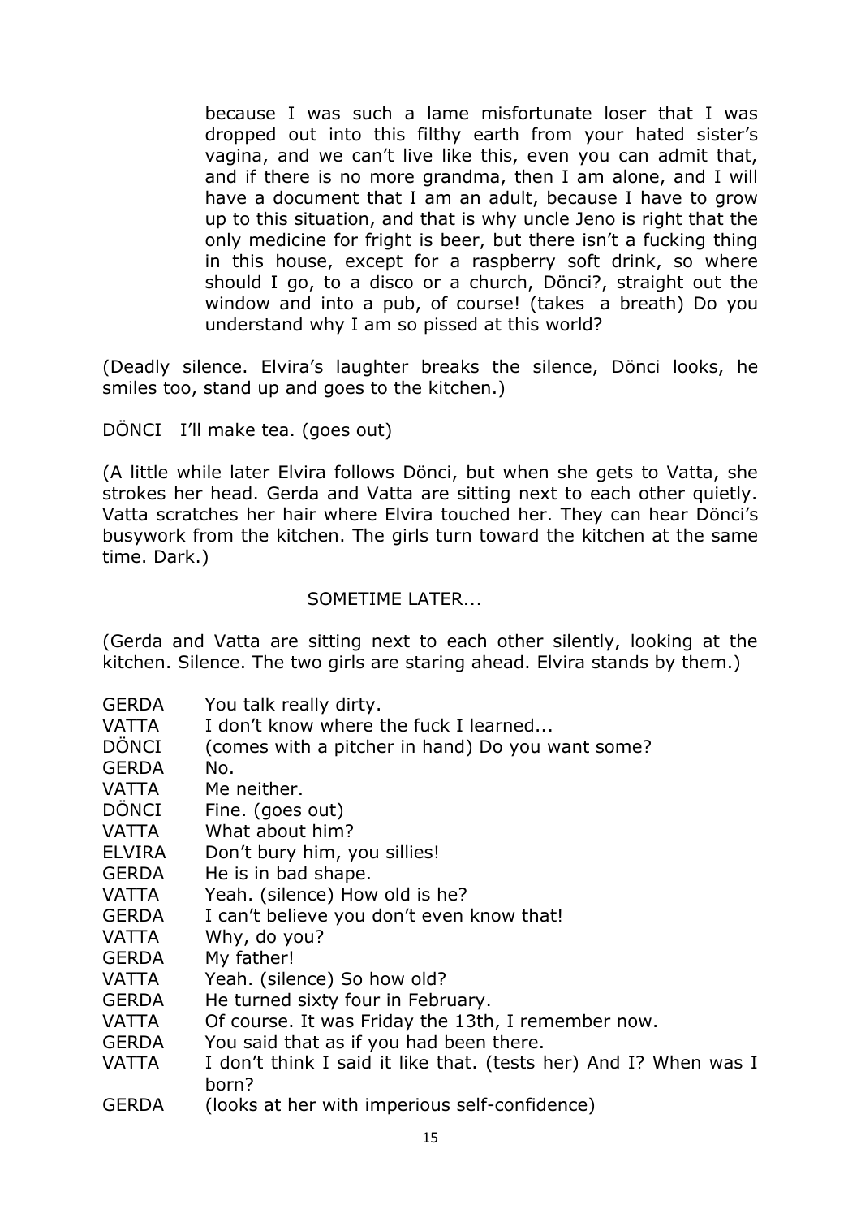because I was such a lame misfortunate loser that I was dropped out into this filthy earth from your hated sister's vagina, and we can't live like this, even you can admit that, and if there is no more grandma, then I am alone, and I will have a document that I am an adult, because I have to grow up to this situation, and that is why uncle Jeno is right that the only medicine for fright is beer, but there isn't a fucking thing in this house, except for a raspberry soft drink, so where should I go, to a disco or a church, Dönci?, straight out the window and into a pub, of course! (takes a breath) Do you understand why I am so pissed at this world?

(Deadly silence. Elvira's laughter breaks the silence, Dönci looks, he smiles too, stand up and goes to the kitchen.)

DÖNCI I'll make tea. (goes out)

(A little while later Elvira follows Dönci, but when she gets to Vatta, she strokes her head. Gerda and Vatta are sitting next to each other quietly. Vatta scratches her hair where Elvira touched her. They can hear Dönci's busywork from the kitchen. The girls turn toward the kitchen at the same time. Dark.)

SOMETIME LATER...

(Gerda and Vatta are sitting next to each other silently, looking at the kitchen. Silence. The two girls are staring ahead. Elvira stands by them.)

GERDA You talk really dirty.
VATTA I don't know where the fuck I learned...
DÖNCI (comes with a pitcher in hand) Do you want some?
GERDA No.
VATTA Me neither.
DÖNCI Fine. (goes out)
VATTA What about him?
ELVIRA Don't bury him, you sillies!
GERDA He is in bad shape.
VATTA Yeah. (silence) How old is he?
GERDA I can't believe you don't even know that!
VATTA Why, do you?
GERDA My father!
VATTA Yeah. (silence) So how old?
GERDA He turned sixty four in February.
VATTA Of course. It was Friday the 13th, I remember now.
GERDA You said that as if you had been there.
VATTA I don't think I said it like that. (tests her) And I? When was I born?
GERDA (looks at her with imperious self-confidence)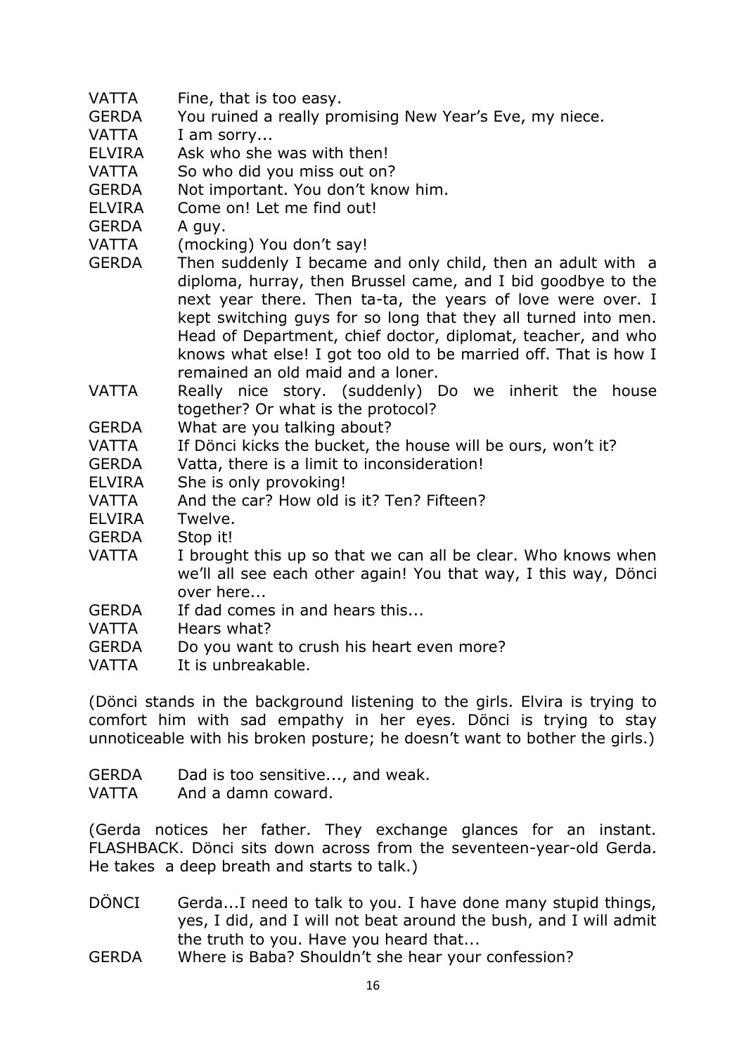VATTA Fine, that is too easy.

GERDA You ruined a really promising New Year's Eve, my niece.

VATTA I am sorry...

ELVIRA Ask who she was with then!

VATTA So who did you miss out on?

GERDA Not important. You don't know him.

ELVIRA Come on! Let me find out!

GERDA A guy.

VATTA (mocking) You don't say!

GERDA Then suddenly I became and only child, then an adult with a diploma, hurray, then Brussel came, and I bid goodbye to the next year there. Then ta-ta, the years of love were over. I kept switching guys for so long that they all turned into men. Head of Department, chief doctor, diplomat, teacher, and who knows what else! I got too old to be married off. That is how I remained an old maid and a loner.

VATTA Really nice story. (suddenly) Do we inherit the house together? Or what is the protocol?

GERDA What are you talking about?

VATTA If Dönci kicks the bucket, the house will be ours, won't it?

GERDA Vatta, there is a limit to inconsideration!

ELVIRA She is only provoking!

VATTA And the car? How old is it? Ten? Fifteen?

ELVIRA Twelve.

GERDA Stop it!

VATTA I brought this up so that we can all be clear. Who knows when we'll all see each other again! You that way, I this way, Dönci over here...

GERDA If dad comes in and hears this...

VATTA Hears what?

GERDA Do you want to crush his heart even more?

VATTA It is unbreakable.

(Dönci stands in the background listening to the girls. Elvira is trying to comfort him with sad empathy in her eyes. Dönci is trying to stay unnoticeable with his broken posture; he doesn't want to bother the girls.)

GERDA Dad is too sensitive..., and weak.

VATTA And a damn coward.

(Gerda notices her father. They exchange glances for an instant. FLASHBACK. Dönci sits down across from the seventeen-year-old Gerda. He takes a deep breath and starts to talk.)

DÖNCI Gerda...I need to talk to you. I have done many stupid things, yes, I did, and I will not beat around the bush, and I will admit the truth to you. Have you heard that...

GERDA Where is Baba? Shouldn't she hear your confession?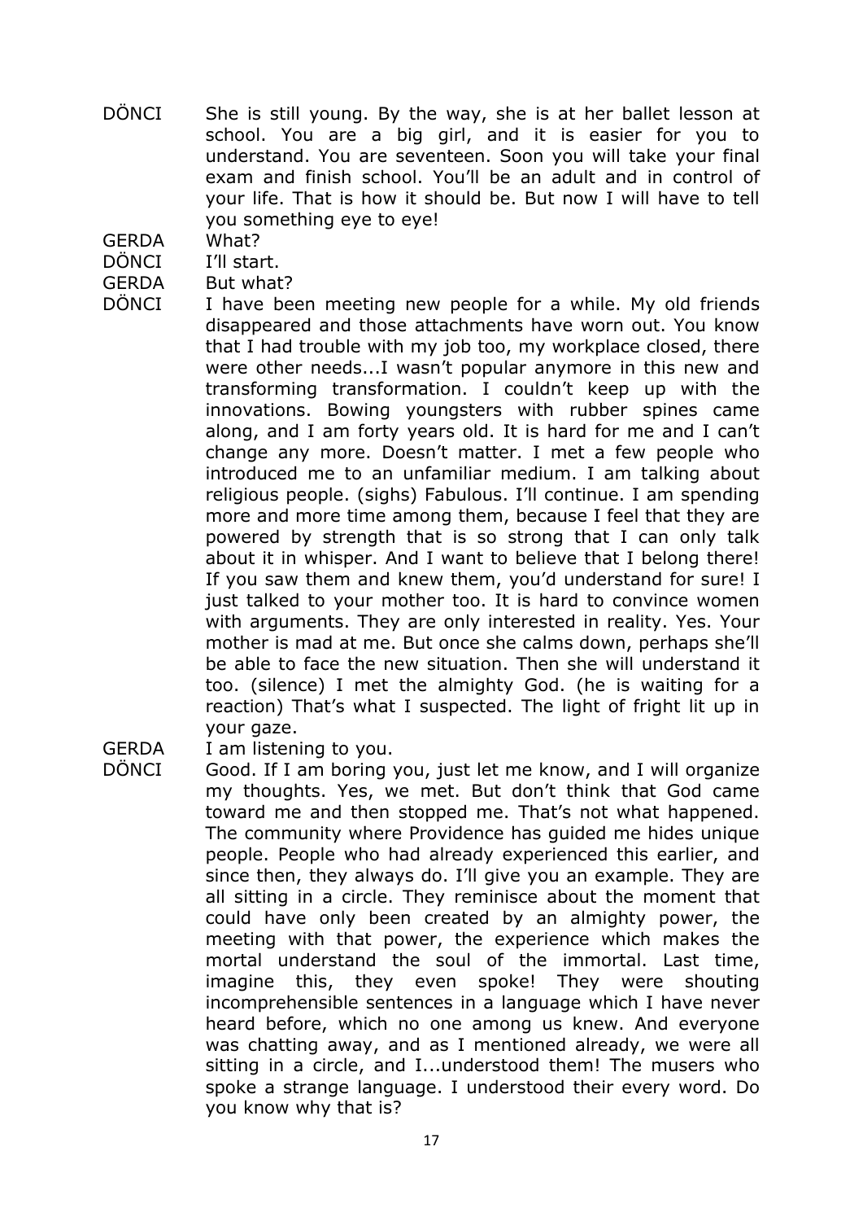DÖNCI She is still young. By the way, she is at her ballet lesson at school. You are a big girl, and it is easier for you to understand. You are seventeen. Soon you will take your final exam and finish school. You'll be an adult and in control of your life. That is how it should be. But now I will have to tell you something eye to eye!

GERDA What?

DÖNCI I'll start.

GERDA But what?

DÖNCI I have been meeting new people for a while. My old friends disappeared and those attachments have worn out. You know that I had trouble with my job too, my workplace closed, there were other needs...I wasn't popular anymore in this new and transforming transformation. I couldn't keep up with the innovations. Bowing youngsters with rubber spines came along, and I am forty years old. It is hard for me and I can't change any more. Doesn't matter. I met a few people who introduced me to an unfamiliar medium. I am talking about religious people. (sighs) Fabulous. I'll continue. I am spending more and more time among them, because I feel that they are powered by strength that is so strong that I can only talk about it in whisper. And I want to believe that I belong there! If you saw them and knew them, you'd understand for sure! I just talked to your mother too. It is hard to convince women with arguments. They are only interested in reality. Yes. Your mother is mad at me. But once she calms down, perhaps she'll be able to face the new situation. Then she will understand it too. (silence) I met the almighty God. (he is waiting for a reaction) That's what I suspected. The light of fright lit up in your gaze.

GERDA I am listening to you.

DÖNCI Good. If I am boring you, just let me know, and I will organize my thoughts. Yes, we met. But don't think that God came toward me and then stopped me. That's not what happened. The community where Providence has guided me hides unique people. People who had already experienced this earlier, and since then, they always do. I'll give you an example. They are all sitting in a circle. They reminisce about the moment that could have only been created by an almighty power, the meeting with that power, the experience which makes the mortal understand the soul of the immortal. Last time, imagine this, they even spoke! They were shouting incomprehensible sentences in a language which I have never heard before, which no one among us knew. And everyone was chatting away, and as I mentioned already, we were all sitting in a circle, and I...understood them! The musers who spoke a strange language. I understood their every word. Do you know why that is?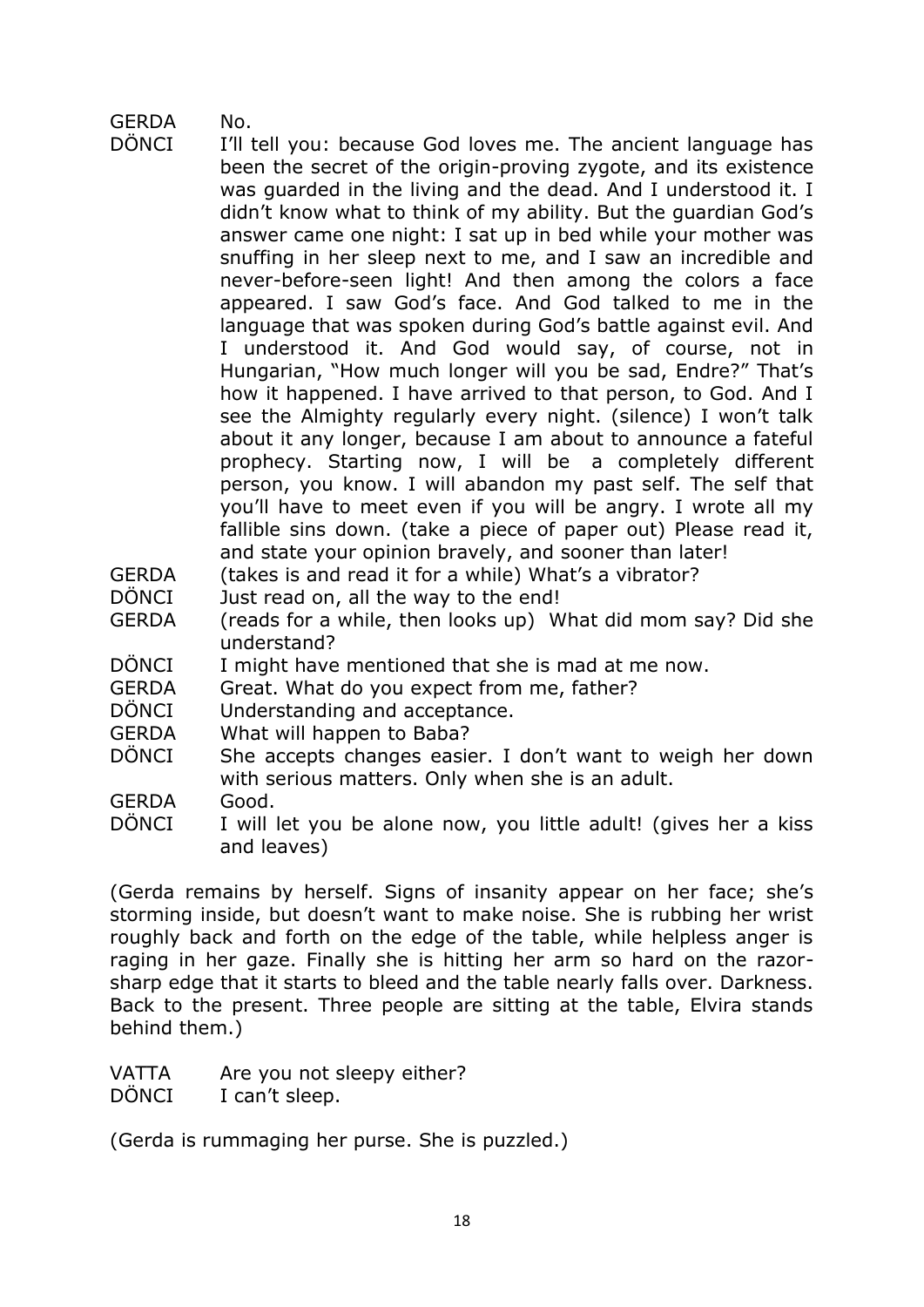GERDA	No.

DÖNCI	I'll tell you: because God loves me. The ancient language has been the secret of the origin-proving zygote, and its existence was guarded in the living and the dead. And I understood it. I didn't know what to think of my ability. But the guardian God's answer came one night: I sat up in bed while your mother was snuffing in her sleep next to me, and I saw an incredible and never-before-seen light! And then among the colors a face appeared. I saw God's face. And God talked to me in the language that was spoken during God's battle against evil. And I understood it. And God would say, of course, not in Hungarian, "How much longer will you be sad, Endre?" That's how it happened. I have arrived to that person, to God. And I see the Almighty regularly every night. (silence) I won't talk about it any longer, because I am about to announce a fateful prophecy. Starting now, I will be a completely different person, you know. I will abandon my past self. The self that you'll have to meet even if you will be angry. I wrote all my fallible sins down. (take a piece of paper out) Please read it, and state your opinion bravely, and sooner than later!

GERDA	(takes is and read it for a while) What's a vibrator?

DÖNCI	Just read on, all the way to the end!

GERDA	(reads for a while, then looks up) What did mom say? Did she understand?

DÖNCI	I might have mentioned that she is mad at me now.

GERDA	Great. What do you expect from me, father?

DÖNCI	Understanding and acceptance.

GERDA	What will happen to Baba?

DÖNCI	She accepts changes easier. I don't want to weigh her down with serious matters. Only when she is an adult.

GERDA	Good.

DÖNCI	I will let you be alone now, you little adult! (gives her a kiss and leaves)

(Gerda remains by herself. Signs of insanity appear on her face; she's storming inside, but doesn't want to make noise. She is rubbing her wrist roughly back and forth on the edge of the table, while helpless anger is raging in her gaze. Finally she is hitting her arm so hard on the razor-sharp edge that it starts to bleed and the table nearly falls over. Darkness. Back to the present. Three people are sitting at the table, Elvira stands behind them.)

VATTA	Are you not sleepy either?

DÖNCI	I can't sleep.

(Gerda is rummaging her purse. She is puzzled.)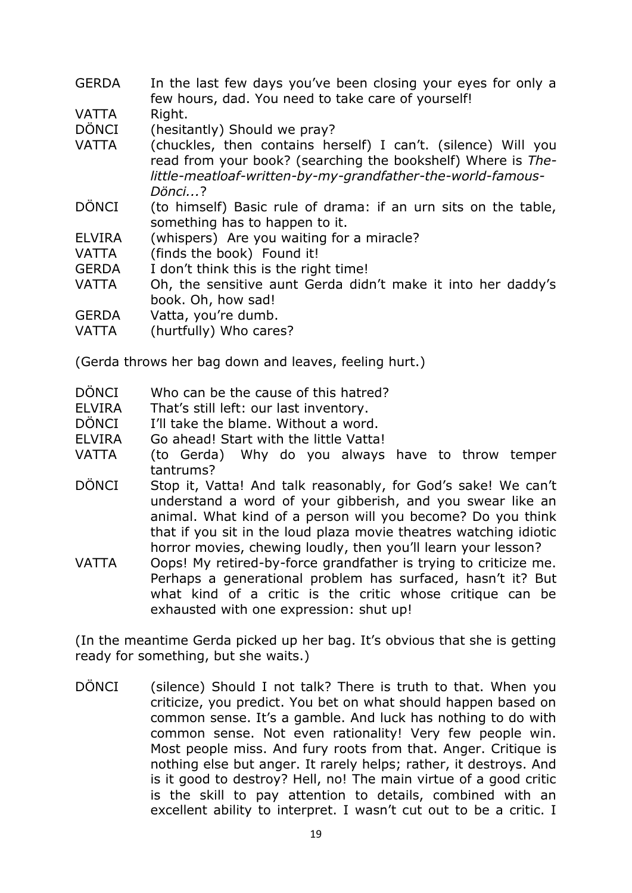**GERDA** In the last few days you've been closing your eyes for only a few hours, dad. You need to take care of yourself!

**VATTA** Right.

**DÖNCI** (hesitantly) Should we pray?

**VATTA** (chuckles, then contains herself) I can't. (silence) Will you read from your book? (searching the bookshelf) Where is *The-little-meatloaf-written-by-my-grandfather-the-world-famous-Dönci...*?

**DÖNCI** (to himself) Basic rule of drama: if an urn sits on the table, something has to happen to it.

**ELVIRA** (whispers) Are you waiting for a miracle?

**VATTA** (finds the book) Found it!

**GERDA** I don't think this is the right time!

**VATTA** Oh, the sensitive aunt Gerda didn't make it into her daddy's book. Oh, how sad!

**GERDA** Vatta, you're dumb.

**VATTA** (hurtfully) Who cares?

(Gerda throws her bag down and leaves, feeling hurt.)

**DÖNCI** Who can be the cause of this hatred?

**ELVIRA** That's still left: our last inventory.

**DÖNCI** I'll take the blame. Without a word.

**ELVIRA** Go ahead! Start with the little Vatta!

**VATTA** (to Gerda) Why do you always have to throw temper tantrums?

**DÖNCI** Stop it, Vatta! And talk reasonably, for God's sake! We can't understand a word of your gibberish, and you swear like an animal. What kind of a person will you become? Do you think that if you sit in the loud plaza movie theatres watching idiotic horror movies, chewing loudly, then you'll learn your lesson?

**VATTA** Oops! My retired-by-force grandfather is trying to criticize me. Perhaps a generational problem has surfaced, hasn't it? But what kind of a critic is the critic whose critique can be exhausted with one expression: shut up!

(In the meantime Gerda picked up her bag. It's obvious that she is getting ready for something, but she waits.)

**DÖNCI** (silence) Should I not talk? There is truth to that. When you criticize, you predict. You bet on what should happen based on common sense. It's a gamble. And luck has nothing to do with common sense. Not even rationality! Very few people win. Most people miss. And fury roots from that. Anger. Critique is nothing else but anger. It rarely helps; rather, it destroys. And is it good to destroy? Hell, no! The main virtue of a good critic is the skill to pay attention to details, combined with an excellent ability to interpret. I wasn't cut out to be a critic. I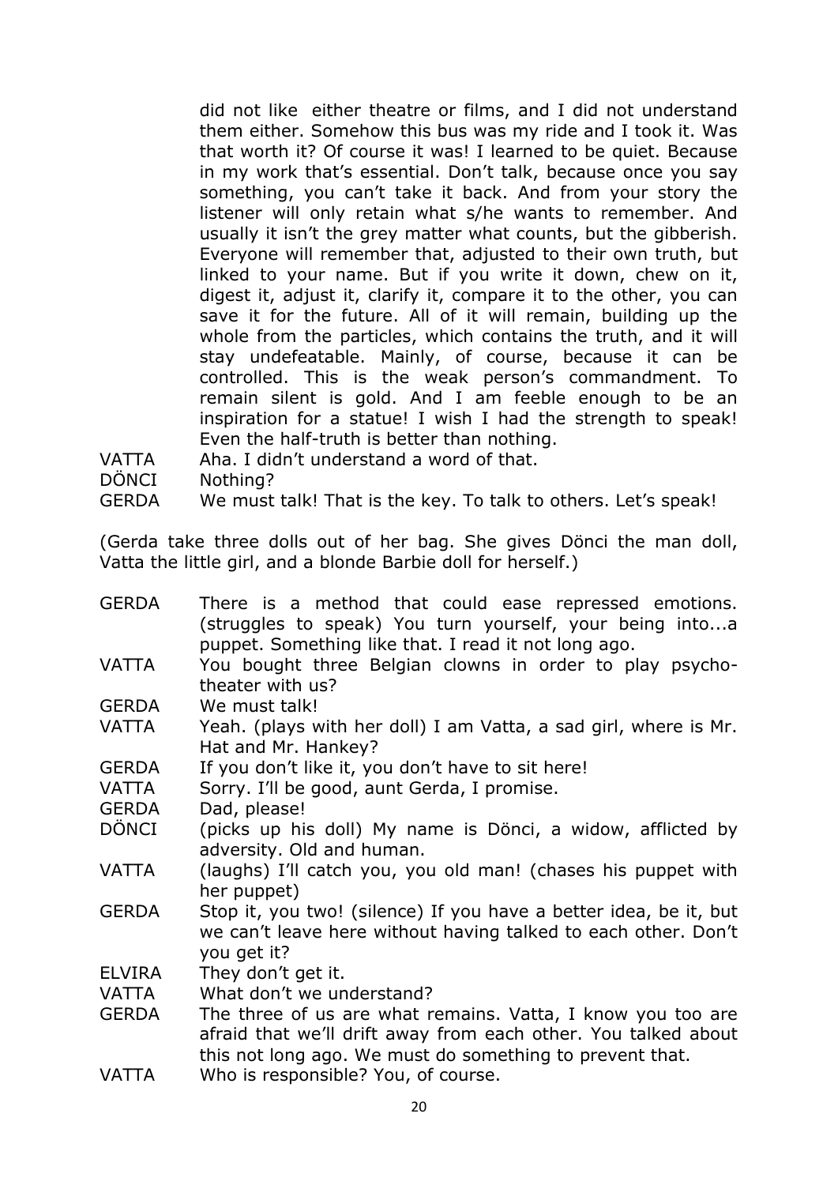did not like either theatre or films, and I did not understand them either. Somehow this bus was my ride and I took it. Was that worth it? Of course it was! I learned to be quiet. Because in my work that's essential. Don't talk, because once you say something, you can't take it back. And from your story the listener will only retain what s/he wants to remember. And usually it isn't the grey matter what counts, but the gibberish. Everyone will remember that, adjusted to their own truth, but linked to your name. But if you write it down, chew on it, digest it, adjust it, clarify it, compare it to the other, you can save it for the future. All of it will remain, building up the whole from the particles, which contains the truth, and it will stay undefeatable. Mainly, of course, because it can be controlled. This is the weak person's commandment. To remain silent is gold. And I am feeble enough to be an inspiration for a statue! I wish I had the strength to speak! Even the half-truth is better than nothing.

VATTA Aha. I didn't understand a word of that.

DÖNCI Nothing?

GERDA We must talk! That is the key. To talk to others. Let's speak!

(Gerda take three dolls out of her bag. She gives Dönci the man doll, Vatta the little girl, and a blonde Barbie doll for herself.)

GERDA There is a method that could ease repressed emotions. (struggles to speak) You turn yourself, your being into...a puppet. Something like that. I read it not long ago.

VATTA You bought three Belgian clowns in order to play psycho-theater with us?

GERDA We must talk!

VATTA Yeah. (plays with her doll) I am Vatta, a sad girl, where is Mr. Hat and Mr. Hankey?

GERDA If you don't like it, you don't have to sit here!

VATTA Sorry. I'll be good, aunt Gerda, I promise.

GERDA Dad, please!

DÖNCI (picks up his doll) My name is Dönci, a widow, afflicted by adversity. Old and human.

VATTA (laughs) I'll catch you, you old man! (chases his puppet with her puppet)

GERDA Stop it, you two! (silence) If you have a better idea, be it, but we can't leave here without having talked to each other. Don't you get it?

ELVIRA They don't get it.

VATTA What don't we understand?

GERDA The three of us are what remains. Vatta, I know you too are afraid that we'll drift away from each other. You talked about this not long ago. We must do something to prevent that.

VATTA Who is responsible? You, of course.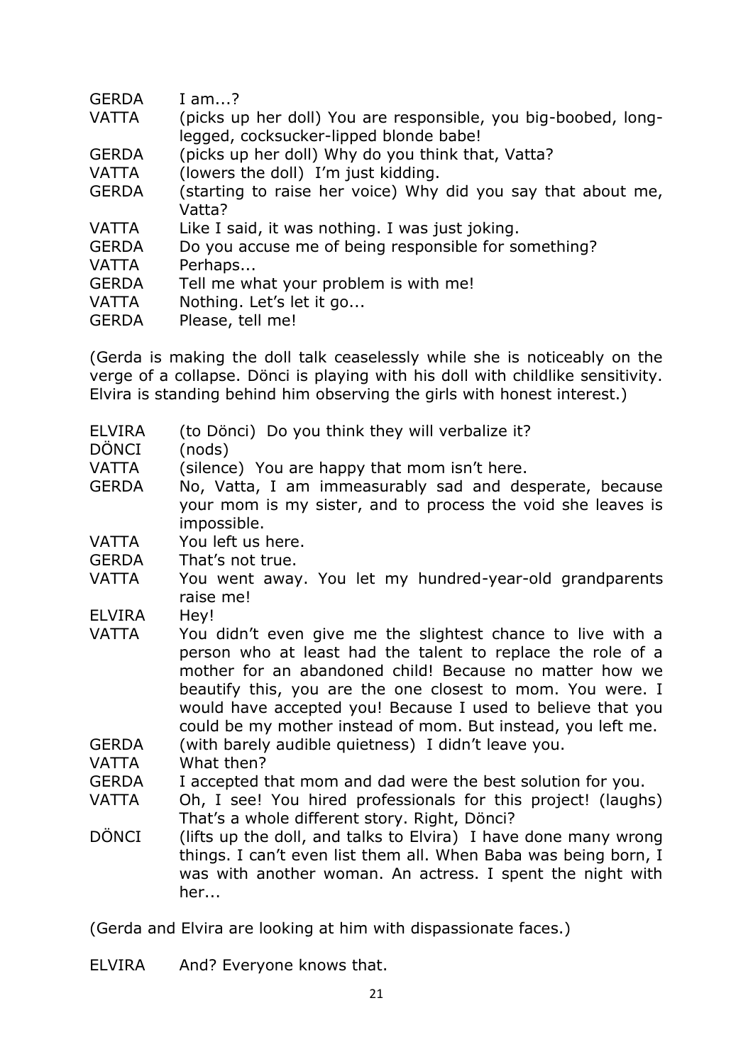GERDA I am...?

VATTA (picks up her doll) You are responsible, you big-boobed, long-legged, cocksucker-lipped blonde babe!

GERDA (picks up her doll) Why do you think that, Vatta?

VATTA (lowers the doll) I'm just kidding.

GERDA (starting to raise her voice) Why did you say that about me, Vatta?

VATTA Like I said, it was nothing. I was just joking.

GERDA Do you accuse me of being responsible for something?

VATTA Perhaps...

GERDA Tell me what your problem is with me!

VATTA Nothing. Let's let it go...

GERDA Please, tell me!

(Gerda is making the doll talk ceaselessly while she is noticeably on the verge of a collapse. Dönci is playing with his doll with childlike sensitivity. Elvira is standing behind him observing the girls with honest interest.)

ELVIRA (to Dönci) Do you think they will verbalize it?

DÖNCI (nods)

VATTA (silence) You are happy that mom isn't here.

GERDA No, Vatta, I am immeasurably sad and desperate, because your mom is my sister, and to process the void she leaves is impossible.

VATTA You left us here.

GERDA That's not true.

VATTA You went away. You let my hundred-year-old grandparents raise me!

ELVIRA Hey!

VATTA You didn't even give me the slightest chance to live with a person who at least had the talent to replace the role of a mother for an abandoned child! Because no matter how we beautify this, you are the one closest to mom. You were. I would have accepted you! Because I used to believe that you could be my mother instead of mom. But instead, you left me.

GERDA (with barely audible quietness) I didn't leave you.

VATTA What then?

GERDA I accepted that mom and dad were the best solution for you.

VATTA Oh, I see! You hired professionals for this project! (laughs) That's a whole different story. Right, Dönci?

DÖNCI (lifts up the doll, and talks to Elvira) I have done many wrong things. I can't even list them all. When Baba was being born, I was with another woman. An actress. I spent the night with her...

(Gerda and Elvira are looking at him with dispassionate faces.)

ELVIRA And? Everyone knows that.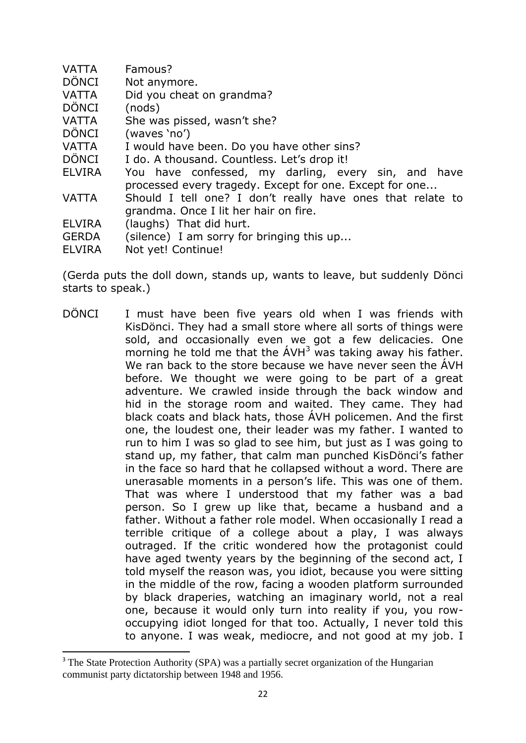VATTA Famous?

DÖNCI Not anymore.

VATTA Did you cheat on grandma?

DÖNCI (nods)

VATTA She was pissed, wasn't she?

DÖNCI (waves 'no')

VATTA I would have been. Do you have other sins?

DÖNCI I do. A thousand. Countless. Let's drop it!

ELVIRA You have confessed, my darling, every sin, and have processed every tragedy. Except for one. Except for one...

VATTA Should I tell one? I don't really have ones that relate to grandma. Once I lit her hair on fire.

ELVIRA (laughs) That did hurt.

GERDA (silence) I am sorry for bringing this up...

ELVIRA Not yet! Continue!

(Gerda puts the doll down, stands up, wants to leave, but suddenly Dönci starts to speak.)

DÖNCI I must have been five years old when I was friends with KisDönci. They had a small store where all sorts of things were sold, and occasionally even we got a few delicacies. One morning he told me that the ÁVH[3] was taking away his father. We ran back to the store because we have never seen the ÁVH before. We thought we were going to be part of a great adventure. We crawled inside through the back window and hid in the storage room and waited. They came. They had black coats and black hats, those ÁVH policemen. And the first one, the loudest one, their leader was my father. I wanted to run to him I was so glad to see him, but just as I was going to stand up, my father, that calm man punched KisDönci's father in the face so hard that he collapsed without a word. There are unerasable moments in a person's life. This was one of them. That was where I understood that my father was a bad person. So I grew up like that, became a husband and a father. Without a father role model. When occasionally I read a terrible critique of a college about a play, I was always outraged. If the critic wondered how the protagonist could have aged twenty years by the beginning of the second act, I told myself the reason was, you idiot, because you were sitting in the middle of the row, facing a wooden platform surrounded by black draperies, watching an imaginary world, not a real one, because it would only turn into reality if you, you row-occupying idiot longed for that too. Actually, I never told this to anyone. I was weak, mediocre, and not good at my job. I

[3] The State Protection Authority (SPA) was a partially secret organization of the Hungarian communist party dictatorship between 1948 and 1956.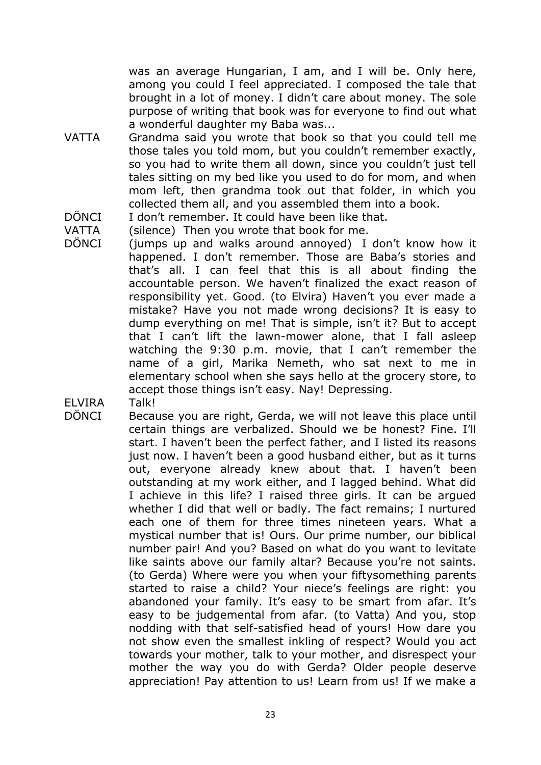was an average Hungarian, I am, and I will be. Only here, among you could I feel appreciated. I composed the tale that brought in a lot of money. I didn't care about money. The sole purpose of writing that book was for everyone to find out what a wonderful daughter my Baba was...

VATTA Grandma said you wrote that book so that you could tell me those tales you told mom, but you couldn't remember exactly, so you had to write them all down, since you couldn't just tell tales sitting on my bed like you used to do for mom, and when mom left, then grandma took out that folder, in which you collected them all, and you assembled them into a book.

DÖNCI I don't remember. It could have been like that.

VATTA (silence) Then you wrote that book for me.

DÖNCI (jumps up and walks around annoyed) I don't know how it happened. I don't remember. Those are Baba's stories and that's all. I can feel that this is all about finding the accountable person. We haven't finalized the exact reason of responsibility yet. Good. (to Elvira) Haven't you ever made a mistake? Have you not made wrong decisions? It is easy to dump everything on me! That is simple, isn't it? But to accept that I can't lift the lawn-mower alone, that I fall asleep watching the 9:30 p.m. movie, that I can't remember the name of a girl, Marika Nemeth, who sat next to me in elementary school when she says hello at the grocery store, to accept those things isn't easy. Nay! Depressing.

ELVIRA Talk!

DÖNCI Because you are right, Gerda, we will not leave this place until certain things are verbalized. Should we be honest? Fine. I'll start. I haven't been the perfect father, and I listed its reasons just now. I haven't been a good husband either, but as it turns out, everyone already knew about that. I haven't been outstanding at my work either, and I lagged behind. What did I achieve in this life? I raised three girls. It can be argued whether I did that well or badly. The fact remains; I nurtured each one of them for three times nineteen years. What a mystical number that is! Ours. Our prime number, our biblical number pair! And you? Based on what do you want to levitate like saints above our family altar? Because you're not saints. (to Gerda) Where were you when your fiftysomething parents started to raise a child? Your niece's feelings are right: you abandoned your family. It's easy to be smart from afar. It's easy to be judgemental from afar. (to Vatta) And you, stop nodding with that self-satisfied head of yours! How dare you not show even the smallest inkling of respect? Would you act towards your mother, talk to your mother, and disrespect your mother the way you do with Gerda? Older people deserve appreciation! Pay attention to us! Learn from us! If we make a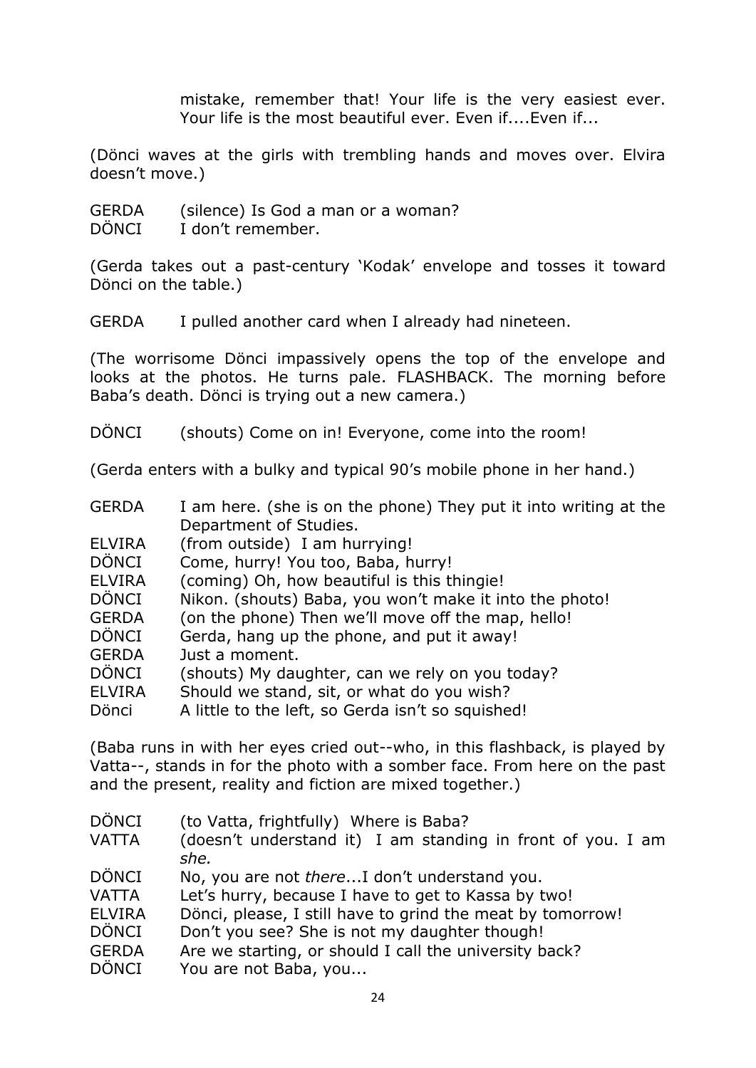mistake, remember that! Your life is the very easiest ever. Your life is the most beautiful ever. Even if....Even if...

(Dönci waves at the girls with trembling hands and moves over. Elvira doesn't move.)

GERDA (silence) Is God a man or a woman?
DÖNCI I don't remember.

(Gerda takes out a past-century 'Kodak' envelope and tosses it toward Dönci on the table.)

GERDA I pulled another card when I already had nineteen.

(The worrisome Dönci impassively opens the top of the envelope and looks at the photos. He turns pale. FLASHBACK. The morning before Baba's death. Dönci is trying out a new camera.)

DÖNCI (shouts) Come on in! Everyone, come into the room!

(Gerda enters with a bulky and typical 90's mobile phone in her hand.)

GERDA I am here. (she is on the phone) They put it into writing at the Department of Studies.
ELVIRA (from outside) I am hurrying!
DÖNCI Come, hurry! You too, Baba, hurry!
ELVIRA (coming) Oh, how beautiful is this thingie!
DÖNCI Nikon. (shouts) Baba, you won't make it into the photo!
GERDA (on the phone) Then we'll move off the map, hello!
DÖNCI Gerda, hang up the phone, and put it away!
GERDA Just a moment.
DÖNCI (shouts) My daughter, can we rely on you today?
ELVIRA Should we stand, sit, or what do you wish?
Dönci A little to the left, so Gerda isn't so squished!

(Baba runs in with her eyes cried out--who, in this flashback, is played by Vatta--, stands in for the photo with a somber face. From here on the past and the present, reality and fiction are mixed together.)

DÖNCI (to Vatta, frightfully) Where is Baba?
VATTA (doesn't understand it) I am standing in front of you. I am *she.*
DÖNCI No, you are not *there*...I don't understand you.
VATTA Let's hurry, because I have to get to Kassa by two!
ELVIRA Dönci, please, I still have to grind the meat by tomorrow!
DÖNCI Don't you see? She is not my daughter though!
GERDA Are we starting, or should I call the university back?
DÖNCI You are not Baba, you...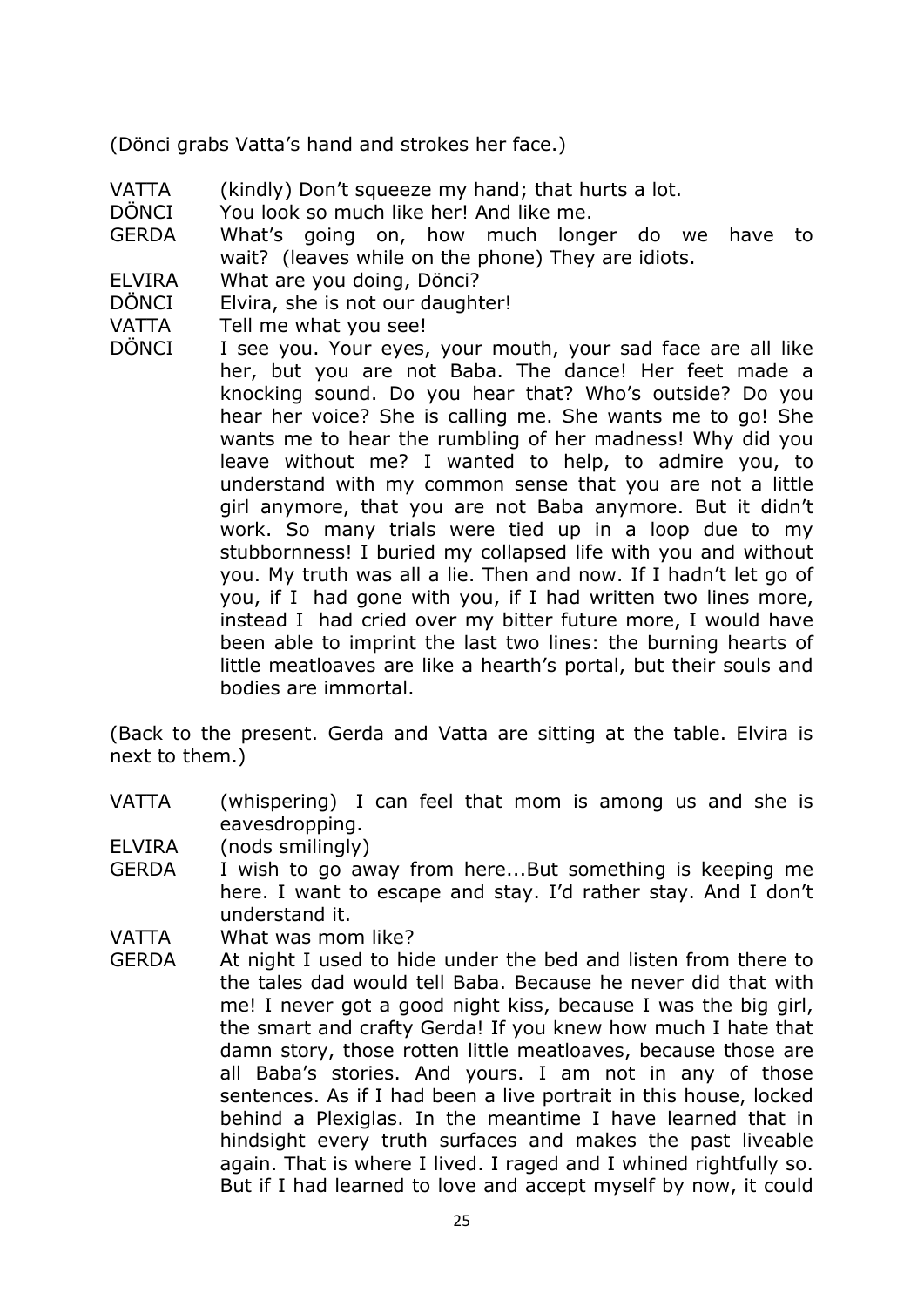(Dönci grabs Vatta's hand and strokes her face.)

VATTA (kindly) Don't squeeze my hand; that hurts a lot.

DÖNCI You look so much like her! And like me.

GERDA What's going on, how much longer do we have to wait? (leaves while on the phone) They are idiots.

ELVIRA What are you doing, Dönci?

DÖNCI Elvira, she is not our daughter!

VATTA Tell me what you see!

DÖNCI I see you. Your eyes, your mouth, your sad face are all like her, but you are not Baba. The dance! Her feet made a knocking sound. Do you hear that? Who's outside? Do you hear her voice? She is calling me. She wants me to go! She wants me to hear the rumbling of her madness! Why did you leave without me? I wanted to help, to admire you, to understand with my common sense that you are not a little girl anymore, that you are not Baba anymore. But it didn't work. So many trials were tied up in a loop due to my stubbornness! I buried my collapsed life with you and without you. My truth was all a lie. Then and now. If I hadn't let go of you, if I had gone with you, if I had written two lines more, instead I had cried over my bitter future more, I would have been able to imprint the last two lines: the burning hearts of little meatloaves are like a hearth's portal, but their souls and bodies are immortal.

(Back to the present. Gerda and Vatta are sitting at the table. Elvira is next to them.)

VATTA (whispering) I can feel that mom is among us and she is eavesdropping.

ELVIRA (nods smilingly)

GERDA I wish to go away from here...But something is keeping me here. I want to escape and stay. I'd rather stay. And I don't understand it.

VATTA What was mom like?

GERDA At night I used to hide under the bed and listen from there to the tales dad would tell Baba. Because he never did that with me! I never got a good night kiss, because I was the big girl, the smart and crafty Gerda! If you knew how much I hate that damn story, those rotten little meatloaves, because those are all Baba's stories. And yours. I am not in any of those sentences. As if I had been a live portrait in this house, locked behind a Plexiglas. In the meantime I have learned that in hindsight every truth surfaces and makes the past liveable again. That is where I lived. I raged and I whined rightfully so. But if I had learned to love and accept myself by now, it could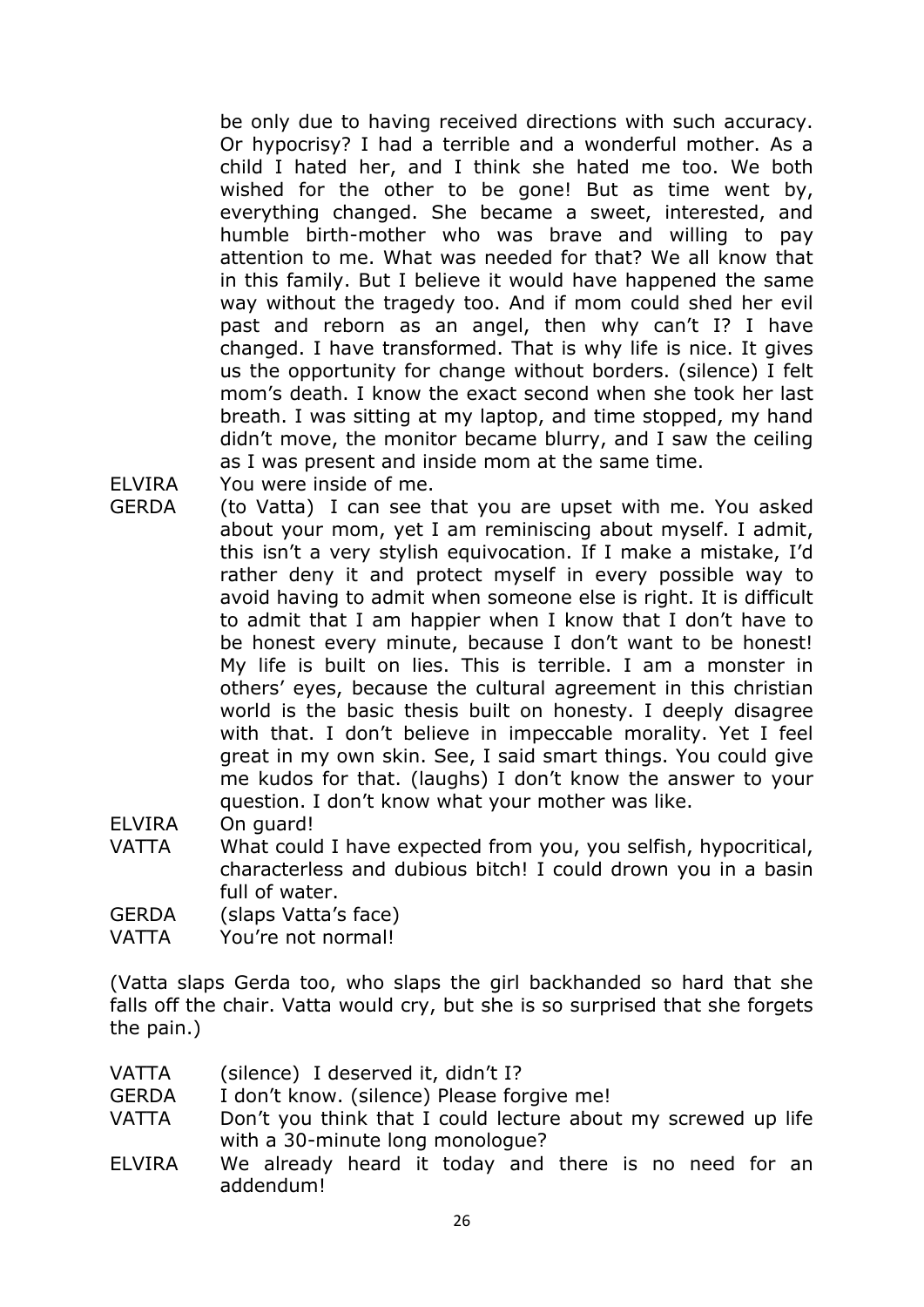be only due to having received directions with such accuracy. Or hypocrisy? I had a terrible and a wonderful mother. As a child I hated her, and I think she hated me too. We both wished for the other to be gone! But as time went by, everything changed. She became a sweet, interested, and humble birth-mother who was brave and willing to pay attention to me. What was needed for that? We all know that in this family. But I believe it would have happened the same way without the tragedy too. And if mom could shed her evil past and reborn as an angel, then why can't I? I have changed. I have transformed. That is why life is nice. It gives us the opportunity for change without borders. (silence) I felt mom's death. I know the exact second when she took her last breath. I was sitting at my laptop, and time stopped, my hand didn't move, the monitor became blurry, and I saw the ceiling as I was present and inside mom at the same time.

ELVIRA You were inside of me.

GERDA (to Vatta) I can see that you are upset with me. You asked about your mom, yet I am reminiscing about myself. I admit, this isn't a very stylish equivocation. If I make a mistake, I'd rather deny it and protect myself in every possible way to avoid having to admit when someone else is right. It is difficult to admit that I am happier when I know that I don't have to be honest every minute, because I don't want to be honest! My life is built on lies. This is terrible. I am a monster in others' eyes, because the cultural agreement in this christian world is the basic thesis built on honesty. I deeply disagree with that. I don't believe in impeccable morality. Yet I feel great in my own skin. See, I said smart things. You could give me kudos for that. (laughs) I don't know the answer to your question. I don't know what your mother was like.

ELVIRA On guard!

VATTA What could I have expected from you, you selfish, hypocritical, characterless and dubious bitch! I could drown you in a basin full of water.

GERDA (slaps Vatta's face)

VATTA You're not normal!

(Vatta slaps Gerda too, who slaps the girl backhanded so hard that she falls off the chair. Vatta would cry, but she is so surprised that she forgets the pain.)

VATTA (silence) I deserved it, didn't I?

GERDA I don't know. (silence) Please forgive me!

VATTA Don't you think that I could lecture about my screwed up life with a 30-minute long monologue?

ELVIRA We already heard it today and there is no need for an addendum!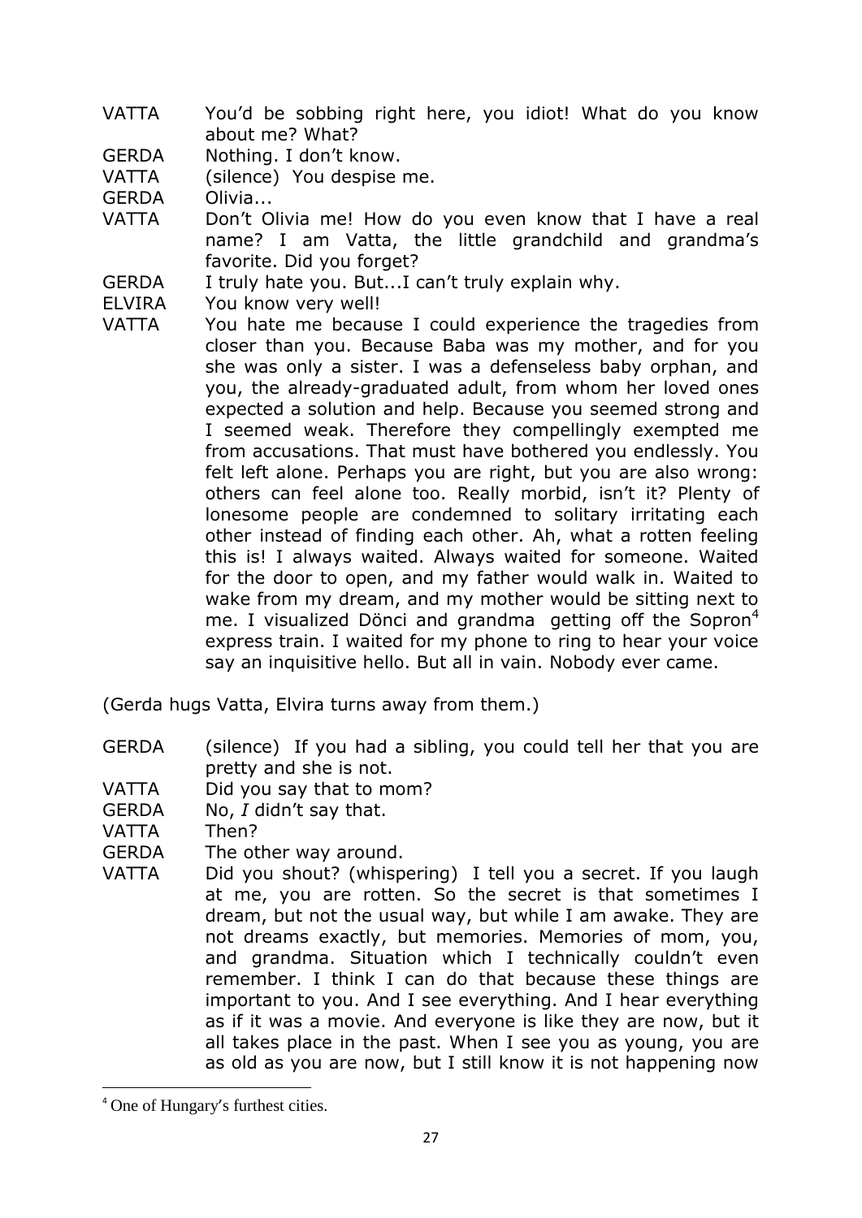VATTA You'd be sobbing right here, you idiot! What do you know about me? What?

GERDA Nothing. I don't know.

VATTA (silence) You despise me.

GERDA Olivia...

VATTA Don't Olivia me! How do you even know that I have a real name? I am Vatta, the little grandchild and grandma's favorite. Did you forget?

GERDA I truly hate you. But...I can't truly explain why.

ELVIRA You know very well!

VATTA You hate me because I could experience the tragedies from closer than you. Because Baba was my mother, and for you she was only a sister. I was a defenseless baby orphan, and you, the already-graduated adult, from whom her loved ones expected a solution and help. Because you seemed strong and I seemed weak. Therefore they compellingly exempted me from accusations. That must have bothered you endlessly. You felt left alone. Perhaps you are right, but you are also wrong: others can feel alone too. Really morbid, isn't it? Plenty of lonesome people are condemned to solitary irritating each other instead of finding each other. Ah, what a rotten feeling this is! I always waited. Always waited for someone. Waited for the door to open, and my father would walk in. Waited to wake from my dream, and my mother would be sitting next to me. I visualized Dönci and grandma getting off the Sopron[4] express train. I waited for my phone to ring to hear your voice say an inquisitive hello. But all in vain. Nobody ever came.

(Gerda hugs Vatta, Elvira turns away from them.)

GERDA (silence) If you had a sibling, you could tell her that you are pretty and she is not.

VATTA Did you say that to mom?

GERDA No, *I* didn't say that.

VATTA Then?

GERDA The other way around.

VATTA Did you shout? (whispering) I tell you a secret. If you laugh at me, you are rotten. So the secret is that sometimes I dream, but not the usual way, but while I am awake. They are not dreams exactly, but memories. Memories of mom, you, and grandma. Situation which I technically couldn't even remember. I think I can do that because these things are important to you. And I see everything. And I hear everything as if it was a movie. And everyone is like they are now, but it all takes place in the past. When I see you as young, you are as old as you are now, but I still know it is not happening now

---

[4] One of Hungary's furthest cities.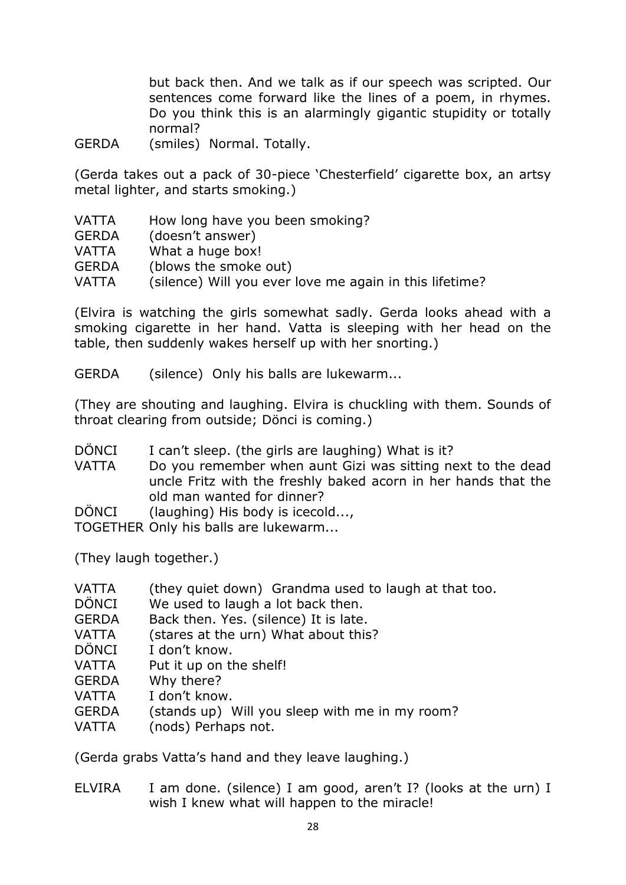but back then. And we talk as if our speech was scripted. Our sentences come forward like the lines of a poem, in rhymes. Do you think this is an alarmingly gigantic stupidity or totally normal?

GERDA (smiles) Normal. Totally.

(Gerda takes out a pack of 30-piece 'Chesterfield' cigarette box, an artsy metal lighter, and starts smoking.)

VATTA How long have you been smoking?
GERDA (doesn't answer)
VATTA What a huge box!
GERDA (blows the smoke out)
VATTA (silence) Will you ever love me again in this lifetime?

(Elvira is watching the girls somewhat sadly. Gerda looks ahead with a smoking cigarette in her hand. Vatta is sleeping with her head on the table, then suddenly wakes herself up with her snorting.)

GERDA (silence) Only his balls are lukewarm...

(They are shouting and laughing. Elvira is chuckling with them. Sounds of throat clearing from outside; Dönci is coming.)

DÖNCI I can't sleep. (the girls are laughing) What is it?
VATTA Do you remember when aunt Gizi was sitting next to the dead uncle Fritz with the freshly baked acorn in her hands that the old man wanted for dinner?
DÖNCI (laughing) His body is icecold...,
TOGETHER Only his balls are lukewarm...

(They laugh together.)

VATTA (they quiet down) Grandma used to laugh at that too.
DÖNCI We used to laugh a lot back then.
GERDA Back then. Yes. (silence) It is late.
VATTA (stares at the urn) What about this?
DÖNCI I don't know.
VATTA Put it up on the shelf!
GERDA Why there?
VATTA I don't know.
GERDA (stands up) Will you sleep with me in my room?
VATTA (nods) Perhaps not.

(Gerda grabs Vatta's hand and they leave laughing.)

ELVIRA I am done. (silence) I am good, aren't I? (looks at the urn) I wish I knew what will happen to the miracle!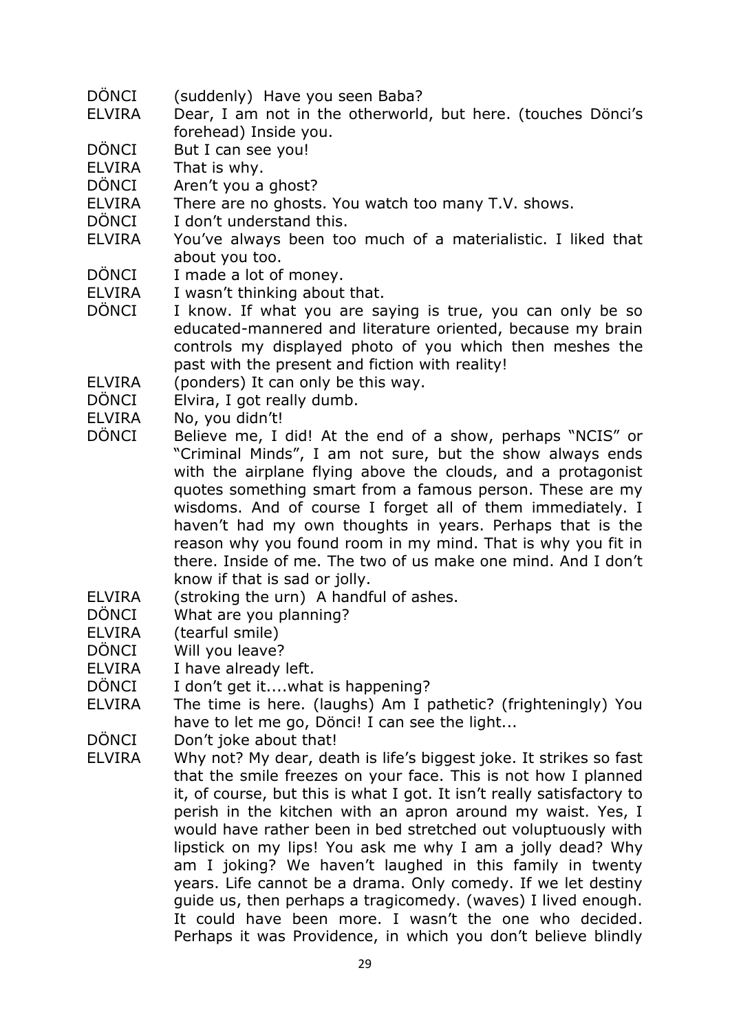DÖNCI (suddenly) Have you seen Baba?

ELVIRA Dear, I am not in the otherworld, but here. (touches Dönci's forehead) Inside you.

DÖNCI But I can see you!

ELVIRA That is why.

DÖNCI Aren't you a ghost?

ELVIRA There are no ghosts. You watch too many T.V. shows.

DÖNCI I don't understand this.

ELVIRA You've always been too much of a materialistic. I liked that about you too.

DÖNCI I made a lot of money.

ELVIRA I wasn't thinking about that.

DÖNCI I know. If what you are saying is true, you can only be so educated-mannered and literature oriented, because my brain controls my displayed photo of you which then meshes the past with the present and fiction with reality!

ELVIRA (ponders) It can only be this way.

DÖNCI Elvira, I got really dumb.

ELVIRA No, you didn't!

DÖNCI Believe me, I did! At the end of a show, perhaps "NCIS" or "Criminal Minds", I am not sure, but the show always ends with the airplane flying above the clouds, and a protagonist quotes something smart from a famous person. These are my wisdoms. And of course I forget all of them immediately. I haven't had my own thoughts in years. Perhaps that is the reason why you found room in my mind. That is why you fit in there. Inside of me. The two of us make one mind. And I don't know if that is sad or jolly.

ELVIRA (stroking the urn) A handful of ashes.

DÖNCI What are you planning?

ELVIRA (tearful smile)

DÖNCI Will you leave?

ELVIRA I have already left.

DÖNCI I don't get it....what is happening?

ELVIRA The time is here. (laughs) Am I pathetic? (frighteningly) You have to let me go, Dönci! I can see the light...

DÖNCI Don't joke about that!

ELVIRA Why not? My dear, death is life's biggest joke. It strikes so fast that the smile freezes on your face. This is not how I planned it, of course, but this is what I got. It isn't really satisfactory to perish in the kitchen with an apron around my waist. Yes, I would have rather been in bed stretched out voluptuously with lipstick on my lips! You ask me why I am a jolly dead? Why am I joking? We haven't laughed in this family in twenty years. Life cannot be a drama. Only comedy. If we let destiny guide us, then perhaps a tragicomedy. (waves) I lived enough. It could have been more. I wasn't the one who decided. Perhaps it was Providence, in which you don't believe blindly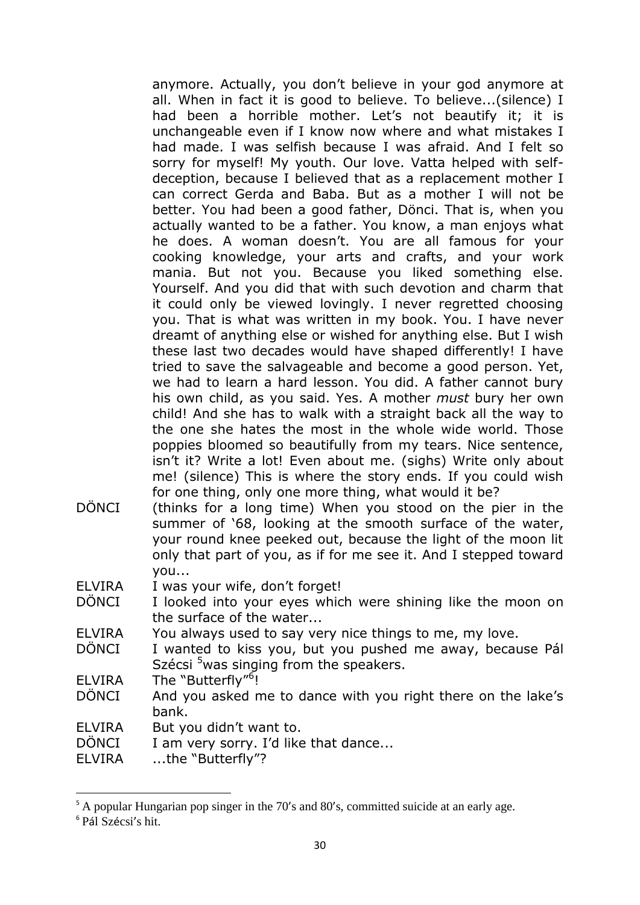anymore. Actually, you don't believe in your god anymore at all. When in fact it is good to believe. To believe...(silence) I had been a horrible mother. Let's not beautify it; it is unchangeable even if I know now where and what mistakes I had made. I was selfish because I was afraid. And I felt so sorry for myself! My youth. Our love. Vatta helped with self-deception, because I believed that as a replacement mother I can correct Gerda and Baba. But as a mother I will not be better. You had been a good father, Dönci. That is, when you actually wanted to be a father. You know, a man enjoys what he does. A woman doesn't. You are all famous for your cooking knowledge, your arts and crafts, and your work mania. But not you. Because you liked something else. Yourself. And you did that with such devotion and charm that it could only be viewed lovingly. I never regretted choosing you. That is what was written in my book. You. I have never dreamt of anything else or wished for anything else. But I wish these last two decades would have shaped differently! I have tried to save the salvageable and become a good person. Yet, we had to learn a hard lesson. You did. A father cannot bury his own child, as you said. Yes. A mother *must* bury her own child! And she has to walk with a straight back all the way to the one she hates the most in the whole wide world. Those poppies bloomed so beautifully from my tears. Nice sentence, isn't it? Write a lot! Even about me. (sighs) Write only about me! (silence) This is where the story ends. If you could wish for one thing, only one more thing, what would it be?

DÖNCI (thinks for a long time) When you stood on the pier in the summer of '68, looking at the smooth surface of the water, your round knee peeked out, because the light of the moon lit only that part of you, as if for me see it. And I stepped toward you...

ELVIRA I was your wife, don't forget!

DÖNCI I looked into your eyes which were shining like the moon on the surface of the water...

ELVIRA You always used to say very nice things to me, my love.

DÖNCI I wanted to kiss you, but you pushed me away, because Pál Szécsi [5] was singing from the speakers.

ELVIRA The "Butterfly"[6]!

DÖNCI And you asked me to dance with you right there on the lake's bank.

ELVIRA But you didn't want to.

DÖNCI I am very sorry. I'd like that dance...

ELVIRA ...the "Butterfly"?

---

[5] A popular Hungarian pop singer in the 70's and 80's, committed suicide at an early age.

[6] Pál Szécsi's hit.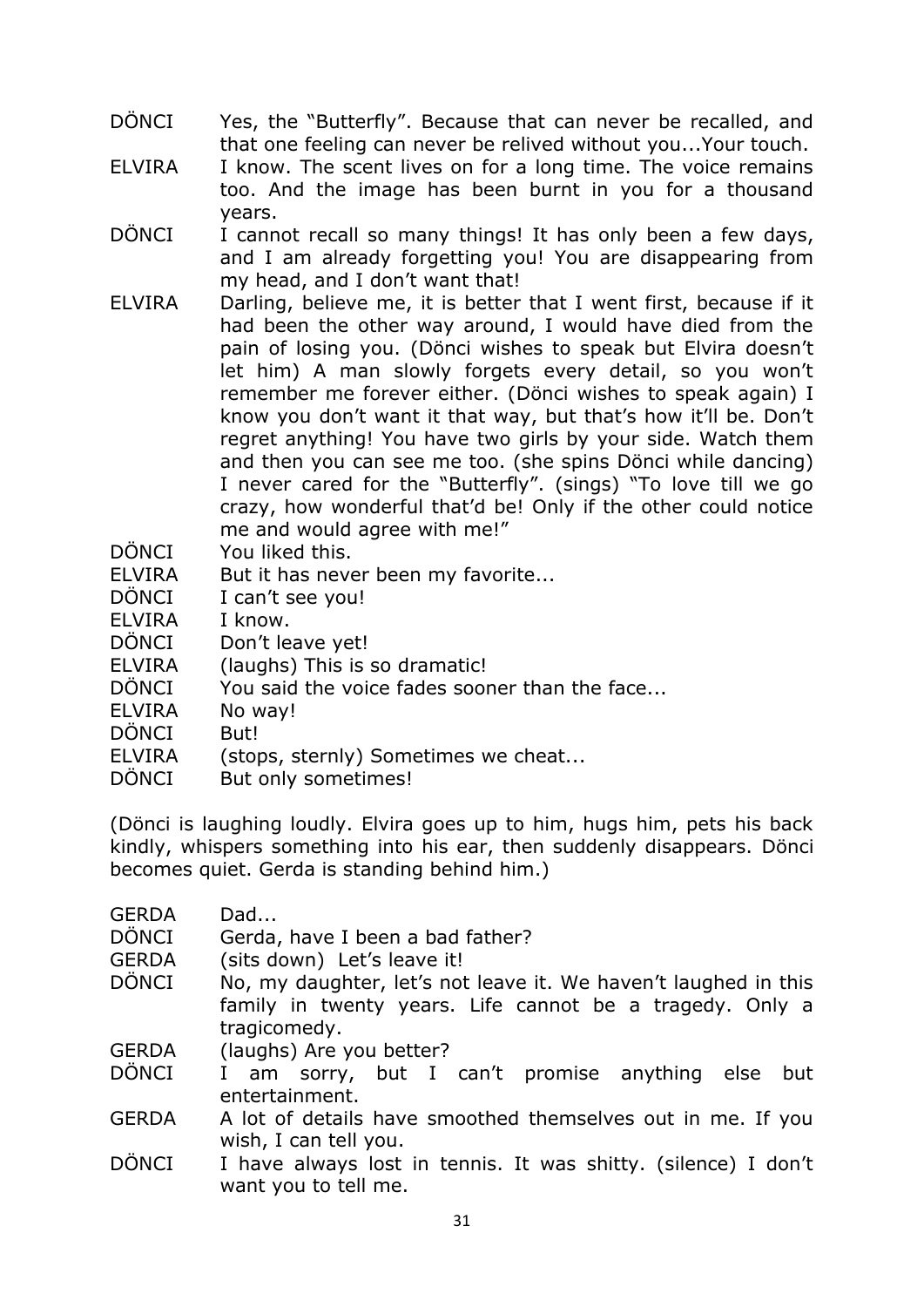DÖNCI Yes, the "Butterfly". Because that can never be recalled, and that one feeling can never be relived without you...Your touch.

ELVIRA I know. The scent lives on for a long time. The voice remains too. And the image has been burnt in you for a thousand years.

DÖNCI I cannot recall so many things! It has only been a few days, and I am already forgetting you! You are disappearing from my head, and I don't want that!

ELVIRA Darling, believe me, it is better that I went first, because if it had been the other way around, I would have died from the pain of losing you. (Dönci wishes to speak but Elvira doesn't let him) A man slowly forgets every detail, so you won't remember me forever either. (Dönci wishes to speak again) I know you don't want it that way, but that's how it'll be. Don't regret anything! You have two girls by your side. Watch them and then you can see me too. (she spins Dönci while dancing) I never cared for the "Butterfly". (sings) "To love till we go crazy, how wonderful that'd be! Only if the other could notice me and would agree with me!"

DÖNCI You liked this.

ELVIRA But it has never been my favorite...

DÖNCI I can't see you!

ELVIRA I know.

DÖNCI Don't leave yet!

ELVIRA (laughs) This is so dramatic!

DÖNCI You said the voice fades sooner than the face...

ELVIRA No way!

DÖNCI But!

ELVIRA (stops, sternly) Sometimes we cheat...

DÖNCI But only sometimes!

(Dönci is laughing loudly. Elvira goes up to him, hugs him, pets his back kindly, whispers something into his ear, then suddenly disappears. Dönci becomes quiet. Gerda is standing behind him.)

GERDA Dad...

DÖNCI Gerda, have I been a bad father?

GERDA (sits down) Let's leave it!

DÖNCI No, my daughter, let's not leave it. We haven't laughed in this family in twenty years. Life cannot be a tragedy. Only a tragicomedy.

GERDA (laughs) Are you better?

DÖNCI I am sorry, but I can't promise anything else but entertainment.

GERDA A lot of details have smoothed themselves out in me. If you wish, I can tell you.

DÖNCI I have always lost in tennis. It was shitty. (silence) I don't want you to tell me.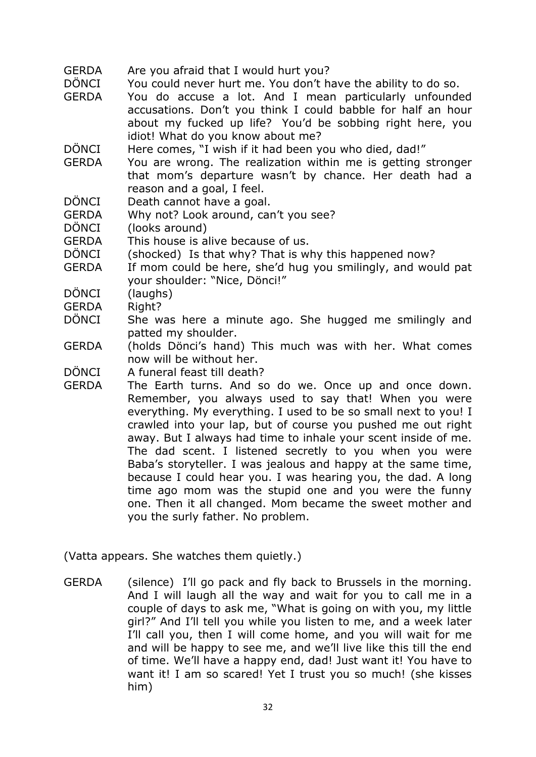GERDA Are you afraid that I would hurt you?

DÖNCI You could never hurt me. You don't have the ability to do so.

GERDA You do accuse a lot. And I mean particularly unfounded accusations. Don't you think I could babble for half an hour about my fucked up life? You'd be sobbing right here, you idiot! What do you know about me?

DÖNCI Here comes, "I wish if it had been you who died, dad!"

GERDA You are wrong. The realization within me is getting stronger that mom's departure wasn't by chance. Her death had a reason and a goal, I feel.

DÖNCI Death cannot have a goal.

GERDA Why not? Look around, can't you see?

DÖNCI (looks around)

GERDA This house is alive because of us.

DÖNCI (shocked) Is that why? That is why this happened now?

GERDA If mom could be here, she'd hug you smilingly, and would pat your shoulder: "Nice, Dönci!"

DÖNCI (laughs)

GERDA Right?

DÖNCI She was here a minute ago. She hugged me smilingly and patted my shoulder.

GERDA (holds Dönci's hand) This much was with her. What comes now will be without her.

DÖNCI A funeral feast till death?

GERDA The Earth turns. And so do we. Once up and once down. Remember, you always used to say that! When you were everything. My everything. I used to be so small next to you! I crawled into your lap, but of course you pushed me out right away. But I always had time to inhale your scent inside of me. The dad scent. I listened secretly to you when you were Baba's storyteller. I was jealous and happy at the same time, because I could hear you. I was hearing you, the dad. A long time ago mom was the stupid one and you were the funny one. Then it all changed. Mom became the sweet mother and you the surly father. No problem.

(Vatta appears. She watches them quietly.)

GERDA (silence) I'll go pack and fly back to Brussels in the morning. And I will laugh all the way and wait for you to call me in a couple of days to ask me, "What is going on with you, my little girl?" And I'll tell you while you listen to me, and a week later I'll call you, then I will come home, and you will wait for me and will be happy to see me, and we'll live like this till the end of time. We'll have a happy end, dad! Just want it! You have to want it! I am so scared! Yet I trust you so much! (she kisses him)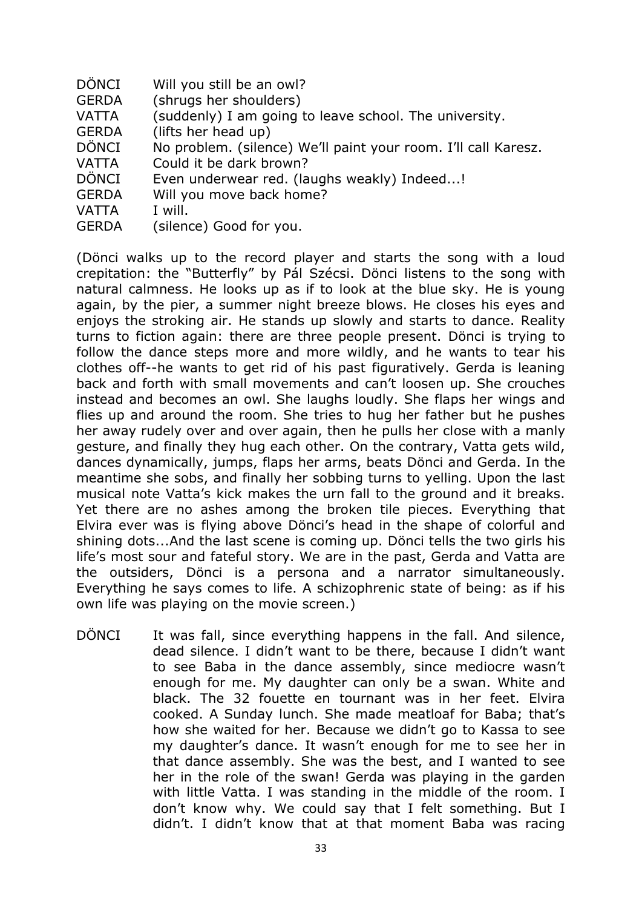DÖNCI	Will you still be an owl?
GERDA	(shrugs her shoulders)
VATTA	(suddenly) I am going to leave school. The university.
GERDA	(lifts her head up)
DÖNCI	No problem. (silence) We'll paint your room. I'll call Karesz.
VATTA	Could it be dark brown?
DÖNCI	Even underwear red. (laughs weakly) Indeed...!
GERDA	Will you move back home?
VATTA	I will.
GERDA	(silence) Good for you.

(Dönci walks up to the record player and starts the song with a loud crepitation: the "Butterfly" by Pál Szécsi. Dönci listens to the song with natural calmness. He looks up as if to look at the blue sky. He is young again, by the pier, a summer night breeze blows. He closes his eyes and enjoys the stroking air. He stands up slowly and starts to dance. Reality turns to fiction again: there are three people present. Dönci is trying to follow the dance steps more and more wildly, and he wants to tear his clothes off--he wants to get rid of his past figuratively. Gerda is leaning back and forth with small movements and can't loosen up. She crouches instead and becomes an owl. She laughs loudly. She flaps her wings and flies up and around the room. She tries to hug her father but he pushes her away rudely over and over again, then he pulls her close with a manly gesture, and finally they hug each other. On the contrary, Vatta gets wild, dances dynamically, jumps, flaps her arms, beats Dönci and Gerda. In the meantime she sobs, and finally her sobbing turns to yelling. Upon the last musical note Vatta's kick makes the urn fall to the ground and it breaks. Yet there are no ashes among the broken tile pieces. Everything that Elvira ever was is flying above Dönci's head in the shape of colorful and shining dots...And the last scene is coming up. Dönci tells the two girls his life's most sour and fateful story. We are in the past, Gerda and Vatta are the outsiders, Dönci is a persona and a narrator simultaneously. Everything he says comes to life. A schizophrenic state of being: as if his own life was playing on the movie screen.)

DÖNCI	It was fall, since everything happens in the fall. And silence, dead silence. I didn't want to be there, because I didn't want to see Baba in the dance assembly, since mediocre wasn't enough for me. My daughter can only be a swan. White and black. The 32 fouette en tournant was in her feet. Elvira cooked. A Sunday lunch. She made meatloaf for Baba; that's how she waited for her. Because we didn't go to Kassa to see my daughter's dance. It wasn't enough for me to see her in that dance assembly. She was the best, and I wanted to see her in the role of the swan! Gerda was playing in the garden with little Vatta. I was standing in the middle of the room. I don't know why. We could say that I felt something. But I didn't. I didn't know that at that moment Baba was racing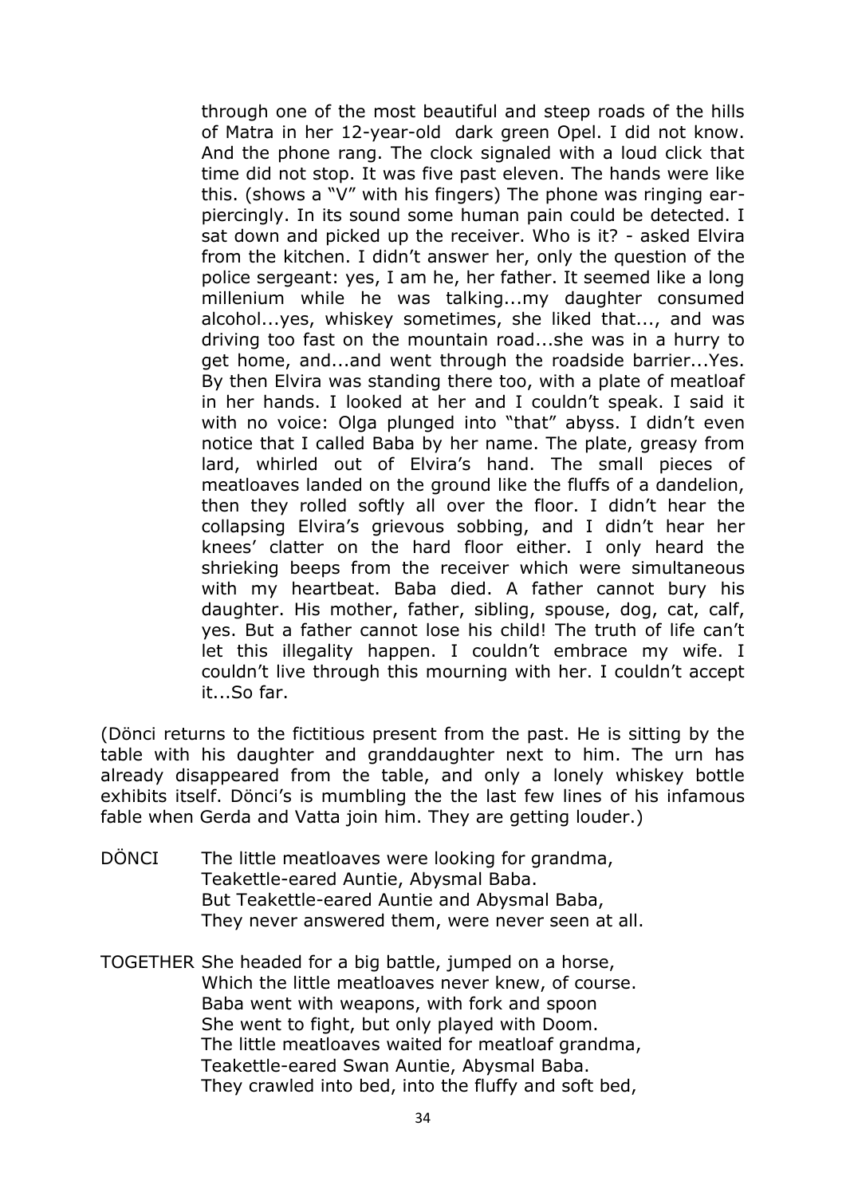through one of the most beautiful and steep roads of the hills of Matra in her 12-year-old dark green Opel. I did not know. And the phone rang. The clock signaled with a loud click that time did not stop. It was five past eleven. The hands were like this. (shows a "V" with his fingers) The phone was ringing ear-piercingly. In its sound some human pain could be detected. I sat down and picked up the receiver. Who is it? - asked Elvira from the kitchen. I didn't answer her, only the question of the police sergeant: yes, I am he, her father. It seemed like a long millenium while he was talking...my daughter consumed alcohol...yes, whiskey sometimes, she liked that..., and was driving too fast on the mountain road...she was in a hurry to get home, and...and went through the roadside barrier...Yes. By then Elvira was standing there too, with a plate of meatloaf in her hands. I looked at her and I couldn't speak. I said it with no voice: Olga plunged into "that" abyss. I didn't even notice that I called Baba by her name. The plate, greasy from lard, whirled out of Elvira's hand. The small pieces of meatloaves landed on the ground like the fluffs of a dandelion, then they rolled softly all over the floor. I didn't hear the collapsing Elvira's grievous sobbing, and I didn't hear her knees' clatter on the hard floor either. I only heard the shrieking beeps from the receiver which were simultaneous with my heartbeat. Baba died. A father cannot bury his daughter. His mother, father, sibling, spouse, dog, cat, calf, yes. But a father cannot lose his child! The truth of life can't let this illegality happen. I couldn't embrace my wife. I couldn't live through this mourning with her. I couldn't accept it...So far.

(Dönci returns to the fictitious present from the past. He is sitting by the table with his daughter and granddaughter next to him. The urn has already disappeared from the table, and only a lonely whiskey bottle exhibits itself. Dönci's is mumbling the the last few lines of his infamous fable when Gerda and Vatta join him. They are getting louder.)

DÖNCI The little meatloaves were looking for grandma,
Teakettle-eared Auntie, Abysmal Baba.
But Teakettle-eared Auntie and Abysmal Baba,
They never answered them, were never seen at all.

TOGETHER She headed for a big battle, jumped on a horse,
Which the little meatloaves never knew, of course.
Baba went with weapons, with fork and spoon
She went to fight, but only played with Doom.
The little meatloaves waited for meatloaf grandma,
Teakettle-eared Swan Auntie, Abysmal Baba.
They crawled into bed, into the fluffy and soft bed,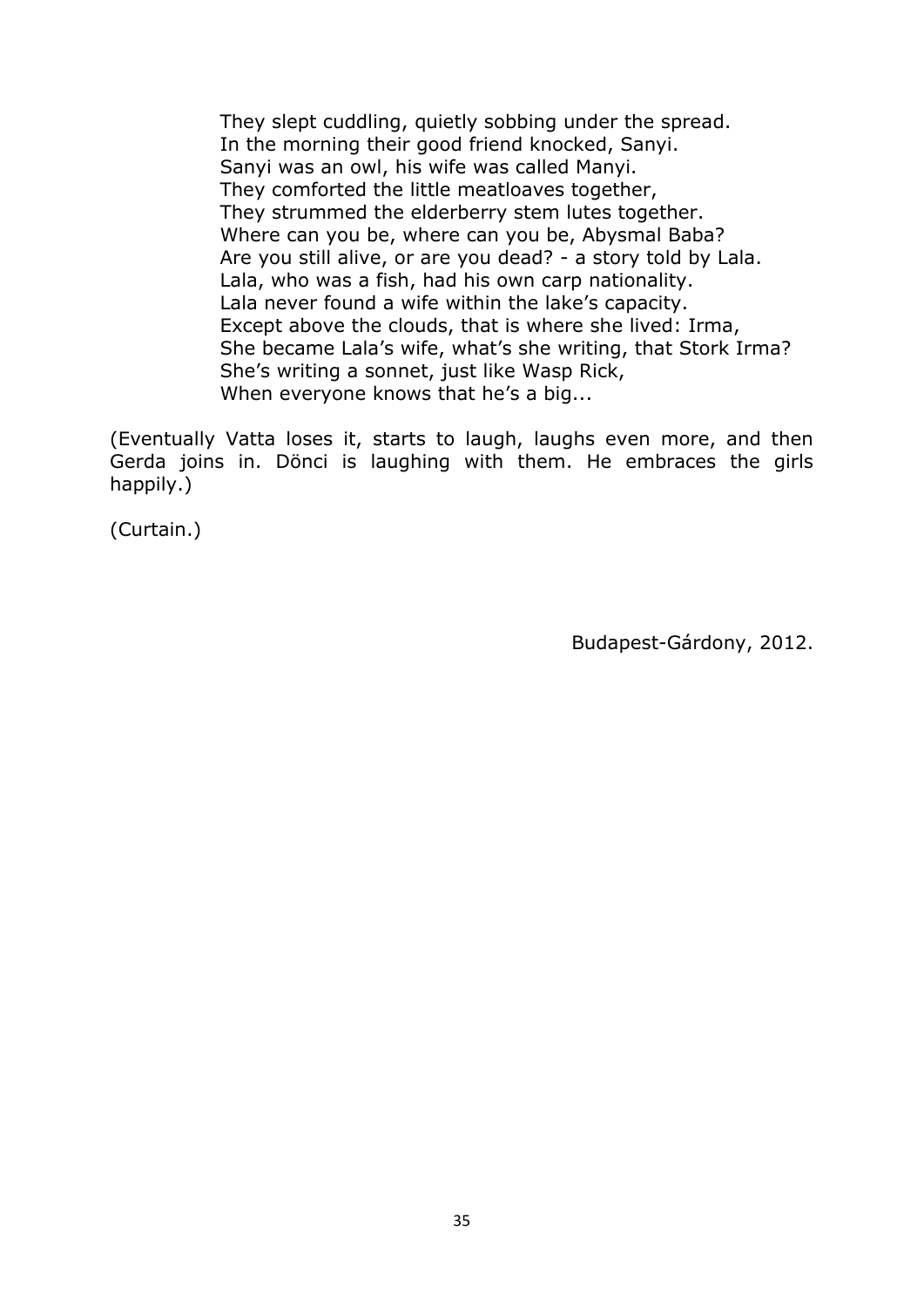They slept cuddling, quietly sobbing under the spread.  
In the morning their good friend knocked, Sanyi.  
Sanyi was an owl, his wife was called Manyi.  
They comforted the little meatloaves together,  
They strummed the elderberry stem lutes together.  
Where can you be, where can you be, Abysmal Baba?  
Are you still alive, or are you dead? - a story told by Lala.  
Lala, who was a fish, had his own carp nationality.  
Lala never found a wife within the lake's capacity.  
Except above the clouds, that is where she lived: Irma,  
She became Lala's wife, what's she writing, that Stork Irma?  
She's writing a sonnet, just like Wasp Rick,  
When everyone knows that he's a big...

(Eventually Vatta loses it, starts to laugh, laughs even more, and then Gerda joins in. Dönci is laughing with them. He embraces the girls happily.)

(Curtain.)

Budapest-Gárdony, 2012.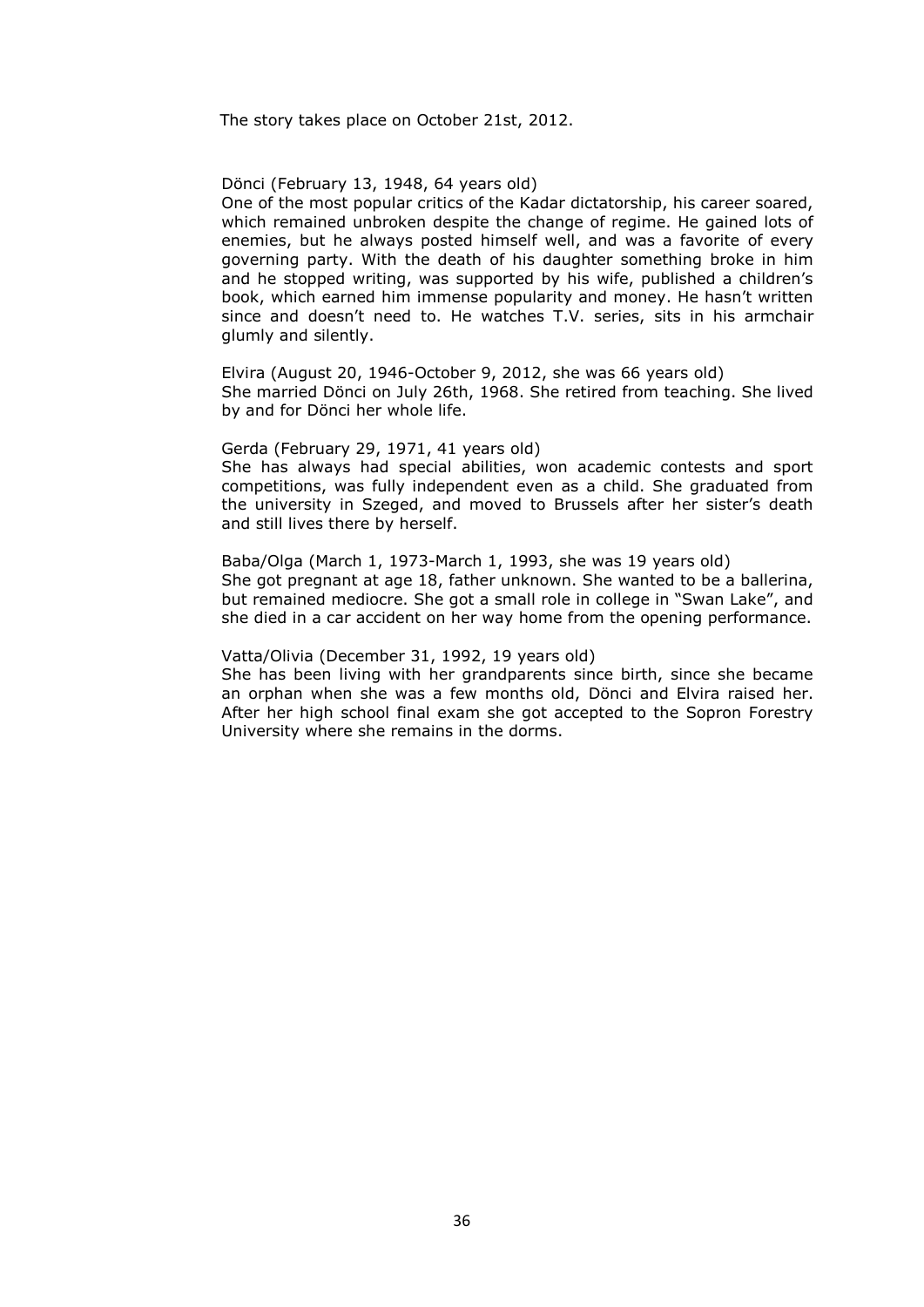The story takes place on October 21st, 2012.

Dönci (February 13, 1948, 64 years old)
One of the most popular critics of the Kadar dictatorship, his career soared, which remained unbroken despite the change of regime. He gained lots of enemies, but he always posted himself well, and was a favorite of every governing party. With the death of his daughter something broke in him and he stopped writing, was supported by his wife, published a children's book, which earned him immense popularity and money. He hasn't written since and doesn't need to. He watches T.V. series, sits in his armchair glumly and silently.

Elvira (August 20, 1946-October 9, 2012, she was 66 years old)
She married Dönci on July 26th, 1968. She retired from teaching. She lived by and for Dönci her whole life.

Gerda (February 29, 1971, 41 years old)
She has always had special abilities, won academic contests and sport competitions, was fully independent even as a child. She graduated from the university in Szeged, and moved to Brussels after her sister's death and still lives there by herself.

Baba/Olga (March 1, 1973-March 1, 1993, she was 19 years old)
She got pregnant at age 18, father unknown. She wanted to be a ballerina, but remained mediocre. She got a small role in college in "Swan Lake", and she died in a car accident on her way home from the opening performance.

Vatta/Olivia (December 31, 1992, 19 years old)
She has been living with her grandparents since birth, since she became an orphan when she was a few months old, Dönci and Elvira raised her. After her high school final exam she got accepted to the Sopron Forestry University where she remains in the dorms.